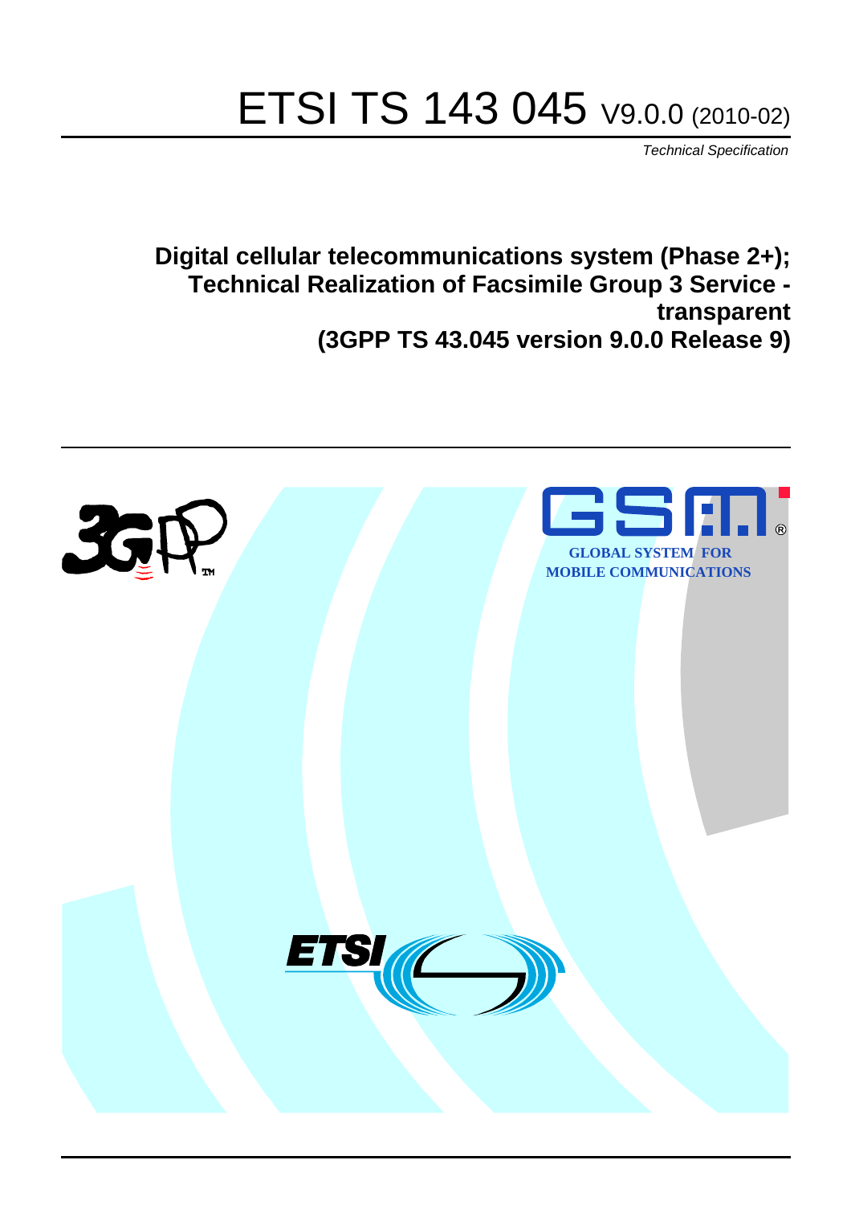# ETSI TS 143 045 V9.0.0 (2010-02)

*Technical Specification*

**Digital cellular telecommunications system (Phase 2+); Technical Realization of Facsimile Group 3 Service - transparent (3GPP TS 43.045 version 9.0.0 Release 9)**

GLOBAL SYSTEM FOR MOBILE COMMUNICATIONS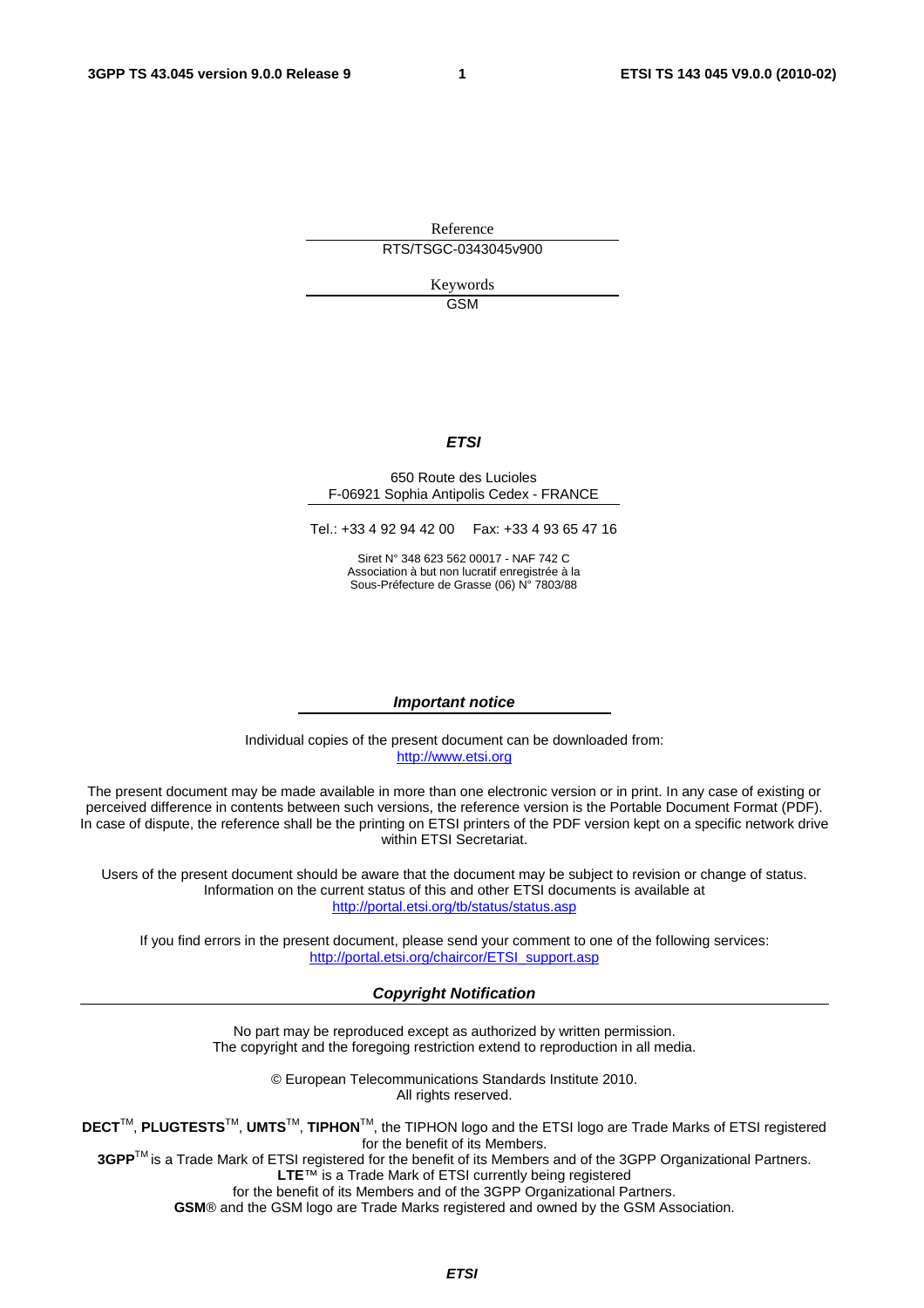Reference

RTS/TSGC-0343045v900

Keywords

GSM

***ETSI***

650 Route des Lucioles
F-06921 Sophia Antipolis Cedex - FRANCE

Tel.: +33 4 92 94 42 00 Fax: +33 4 93 65 47 16

Siret N° 348 623 562 00017 - NAF 742 C
Association à but non lucratif enregistrée à la
Sous-Préfecture de Grasse (06) N° 7803/88

***Important notice***

Individual copies of the present document can be downloaded from:
http://www.etsi.org

The present document may be made available in more than one electronic version or in print. In any case of existing or perceived difference in contents between such versions, the reference version is the Portable Document Format (PDF). In case of dispute, the reference shall be the printing on ETSI printers of the PDF version kept on a specific network drive within ETSI Secretariat.

Users of the present document should be aware that the document may be subject to revision or change of status. Information on the current status of this and other ETSI documents is available at
http://portal.etsi.org/tb/status/status.asp

If you find errors in the present document, please send your comment to one of the following services:
http://portal.etsi.org/chaircor/ETSI_support.asp

***Copyright Notification***

No part may be reproduced except as authorized by written permission.
The copyright and the foregoing restriction extend to reproduction in all media.

© European Telecommunications Standards Institute 2010.
All rights reserved.

**DECT**™, **PLUGTESTS**™, **UMTS**™, **TIPHON**™, the TIPHON logo and the ETSI logo are Trade Marks of ETSI registered for the benefit of its Members.
**3GPP**™ is a Trade Mark of ETSI registered for the benefit of its Members and of the 3GPP Organizational Partners.
**LTE**™ is a Trade Mark of ETSI currently being registered
for the benefit of its Members and of the 3GPP Organizational Partners.
**GSM**® and the GSM logo are Trade Marks registered and owned by the GSM Association.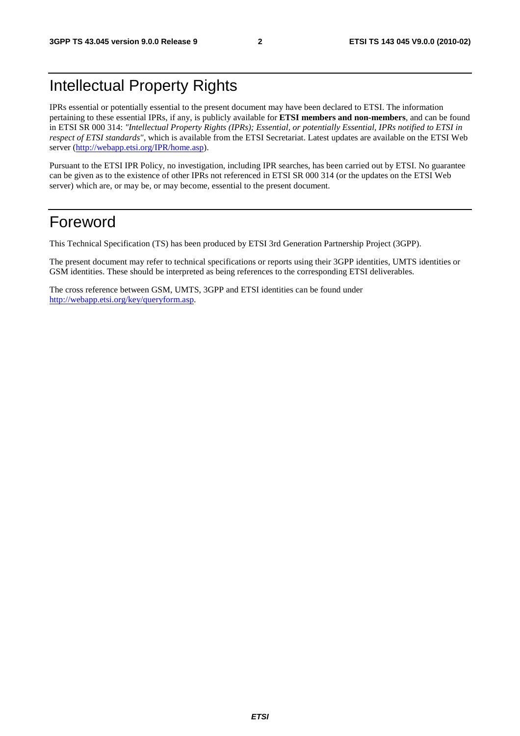# Intellectual Property Rights

IPRs essential or potentially essential to the present document may have been declared to ETSI. The information pertaining to these essential IPRs, if any, is publicly available for **ETSI members and non-members**, and can be found in ETSI SR 000 314: *"Intellectual Property Rights (IPRs); Essential, or potentially Essential, IPRs notified to ETSI in respect of ETSI standards"*, which is available from the ETSI Secretariat. Latest updates are available on the ETSI Web server (http://webapp.etsi.org/IPR/home.asp).

Pursuant to the ETSI IPR Policy, no investigation, including IPR searches, has been carried out by ETSI. No guarantee can be given as to the existence of other IPRs not referenced in ETSI SR 000 314 (or the updates on the ETSI Web server) which are, or may be, or may become, essential to the present document.

# Foreword

This Technical Specification (TS) has been produced by ETSI 3rd Generation Partnership Project (3GPP).

The present document may refer to technical specifications or reports using their 3GPP identities, UMTS identities or GSM identities. These should be interpreted as being references to the corresponding ETSI deliverables.

The cross reference between GSM, UMTS, 3GPP and ETSI identities can be found under http://webapp.etsi.org/key/queryform.asp.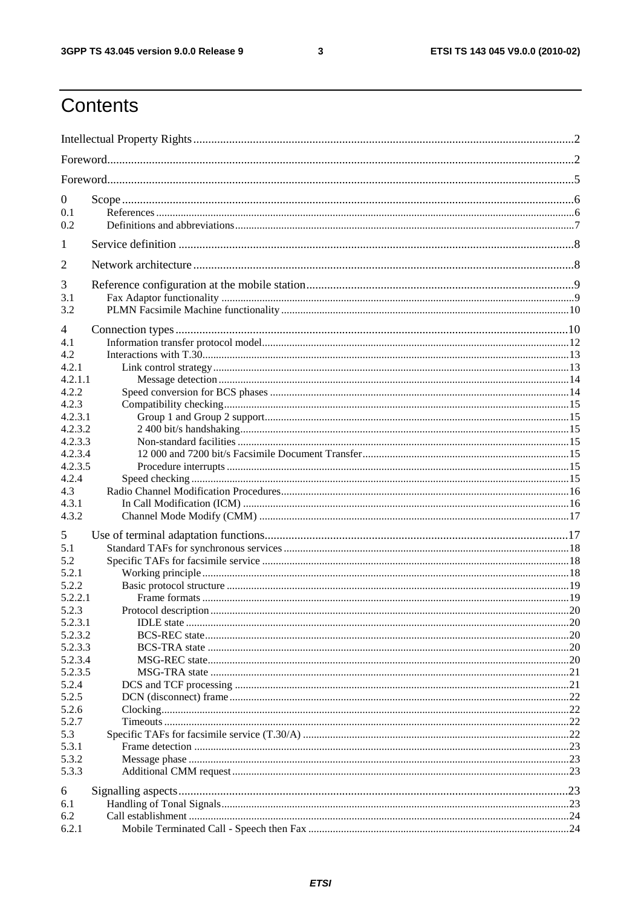# Contents

Intellectual Property Rights ....................................................................................................................2

Foreword....................................................................................................................................................2

Foreword....................................................................................................................................................5

0 Scope ......................................................................................................................................................6
0.1 References ..........................................................................................................................................6
0.2 Definitions and abbreviations............................................................................................................7

1 Service definition ...................................................................................................................................8

2 Network architecture ...............................................................................................................................8

3 Reference configuration at the mobile station.........................................................................................9
3.1 Fax Adaptor functionality .................................................................................................................9
3.2 PLMN Facsimile Machine functionality .........................................................................................10

4 Connection types ..................................................................................................................................10
4.1 Information transfer protocol model................................................................................................12
4.2 Interactions with T.30......................................................................................................................13
4.2.1 Link control strategy ..................................................................................................................13
4.2.1.1 Message detection ................................................................................................................14
4.2.2 Speed conversion for BCS phases .............................................................................................14
4.2.3 Compatibility checking..............................................................................................................15
4.2.3.1 Group 1 and Group 2 support...............................................................................................15
4.2.3.2 2 400 bit/s handshaking........................................................................................................15
4.2.3.3 Non-standard facilities .........................................................................................................15
4.2.3.4 12 000 and 7200 bit/s Facsimile Document Transfer............................................................15
4.2.3.5 Procedure interrupts .............................................................................................................15
4.2.4 Speed checking .........................................................................................................................15
4.3 Radio Channel Modification Procedures.........................................................................................16
4.3.1 In Call Modification (ICM) .......................................................................................................16
4.3.2 Channel Mode Modify (CMM) .................................................................................................17

5 Use of terminal adaptation functions......................................................................................................17
5.1 Standard TAFs for synchronous services ........................................................................................18
5.2 Specific TAFs for facsimile service ................................................................................................18
5.2.1 Working principle ......................................................................................................................18
5.2.2 Basic protocol structure .............................................................................................................19
5.2.2.1 Frame formats ......................................................................................................................19
5.2.3 Protocol description ...................................................................................................................20
5.2.3.1 IDLE state ............................................................................................................................20
5.2.3.2 BCS-REC state.....................................................................................................................20
5.2.3.3 BCS-TRA state ....................................................................................................................20
5.2.3.4 MSG-REC state....................................................................................................................20
5.2.3.5 MSG-TRA state ...................................................................................................................21
5.2.4 DCS and TCF processing ..........................................................................................................21
5.2.5 DCN (disconnect) frame ............................................................................................................22
5.2.6 Clocking.....................................................................................................................................22
5.2.7 Timeouts ....................................................................................................................................22
5.3 Specific TAFs for facsimile service (T.30/A) ..................................................................................22
5.3.1 Frame detection .........................................................................................................................23
5.3.2 Message phase ...........................................................................................................................23
5.3.3 Additional CMM request ...........................................................................................................23

6 Signalling aspects..................................................................................................................................23
6.1 Handling of Tonal Signals...............................................................................................................23
6.2 Call establishment ...........................................................................................................................24
6.2.1 Mobile Terminated Call - Speech then Fax ...............................................................................24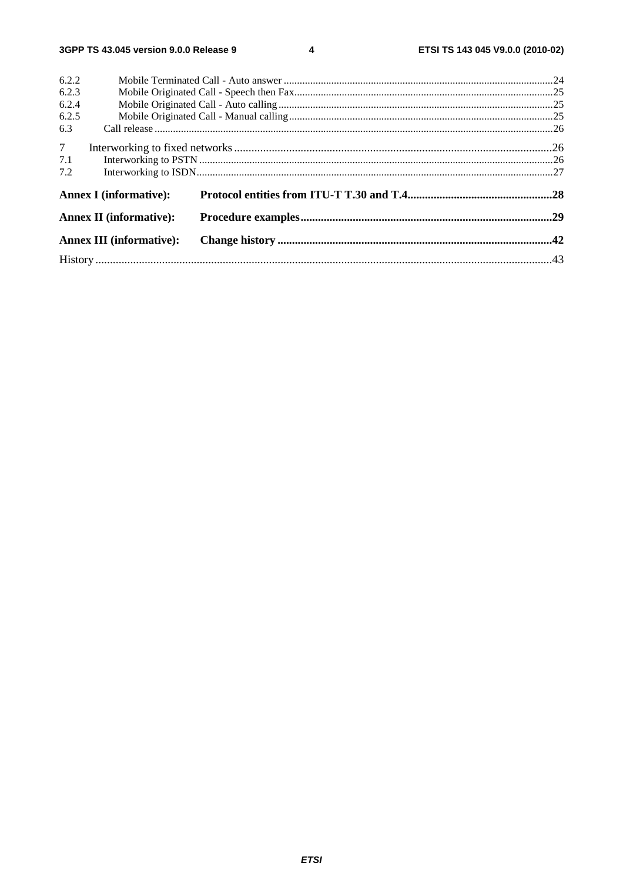6.2.2 Mobile Terminated Call - Auto answer ....................................................................................................24
6.2.3 Mobile Originated Call - Speech then Fax.................................................................................................25
6.2.4 Mobile Originated Call - Auto calling........................................................................................................25
6.2.5 Mobile Originated Call - Manual calling....................................................................................................25
6.3 Call release ......................................................................................................................................................26

7 Interworking to fixed networks ..............................................................................................................26
7.1 Interworking to PSTN .....................................................................................................................................26
7.2 Interworking to ISDN......................................................................................................................................27

**Annex I (informative): Protocol entities from ITU-T T.30 and T.4..................................................28**

**Annex II (informative): Procedure examples.......................................................................................29**

**Annex III (informative): Change history ..............................................................................................42**

History ..............................................................................................................................................................43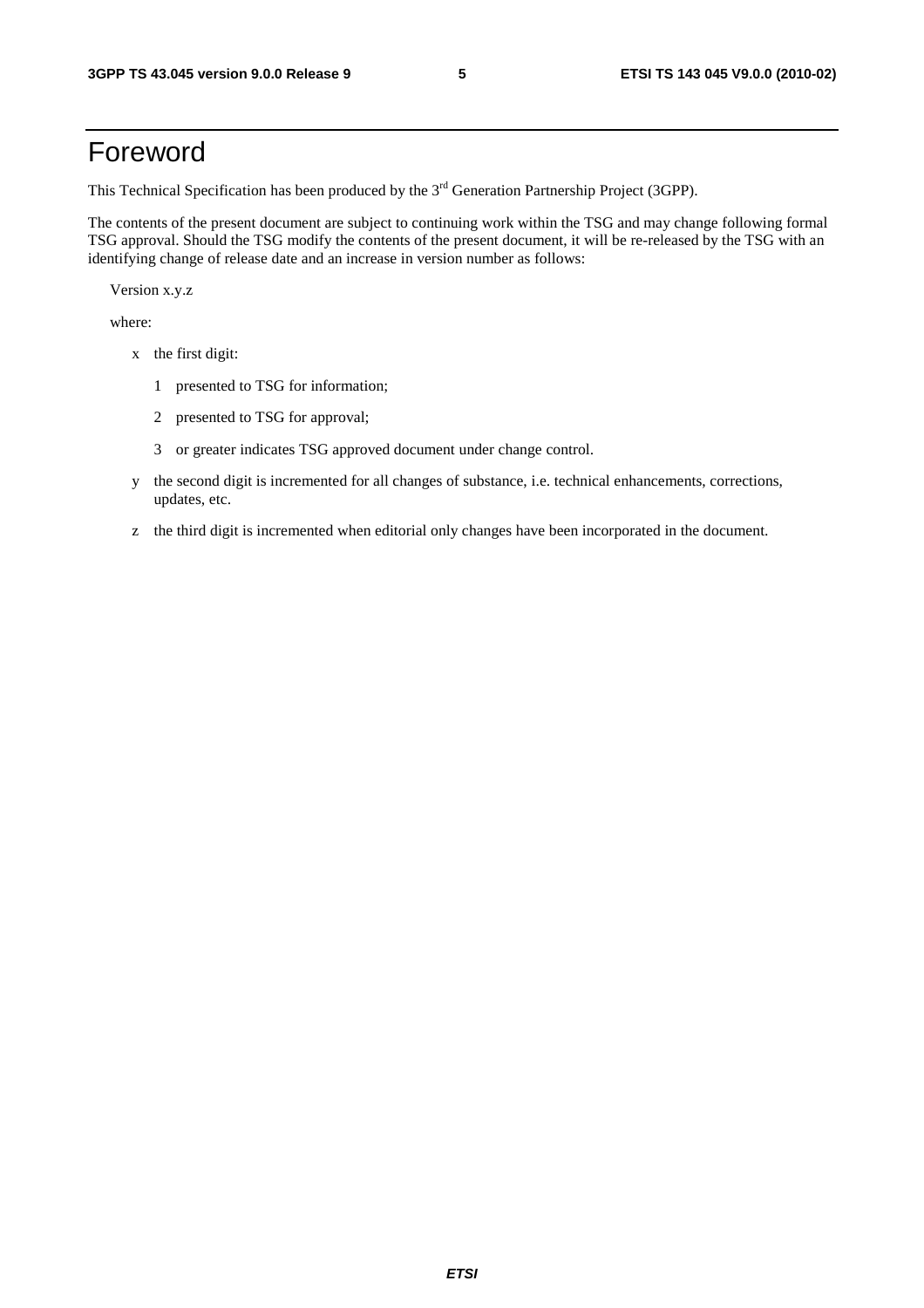# Foreword

This Technical Specification has been produced by the 3rd Generation Partnership Project (3GPP).

The contents of the present document are subject to continuing work within the TSG and may change following formal TSG approval. Should the TSG modify the contents of the present document, it will be re-released by the TSG with an identifying change of release date and an increase in version number as follows:

Version x.y.z

where:

- x the first digit:
  - 1 presented to TSG for information;
  - 2 presented to TSG for approval;
  - 3 or greater indicates TSG approved document under change control.
- y the second digit is incremented for all changes of substance, i.e. technical enhancements, corrections, updates, etc.
- z the third digit is incremented when editorial only changes have been incorporated in the document.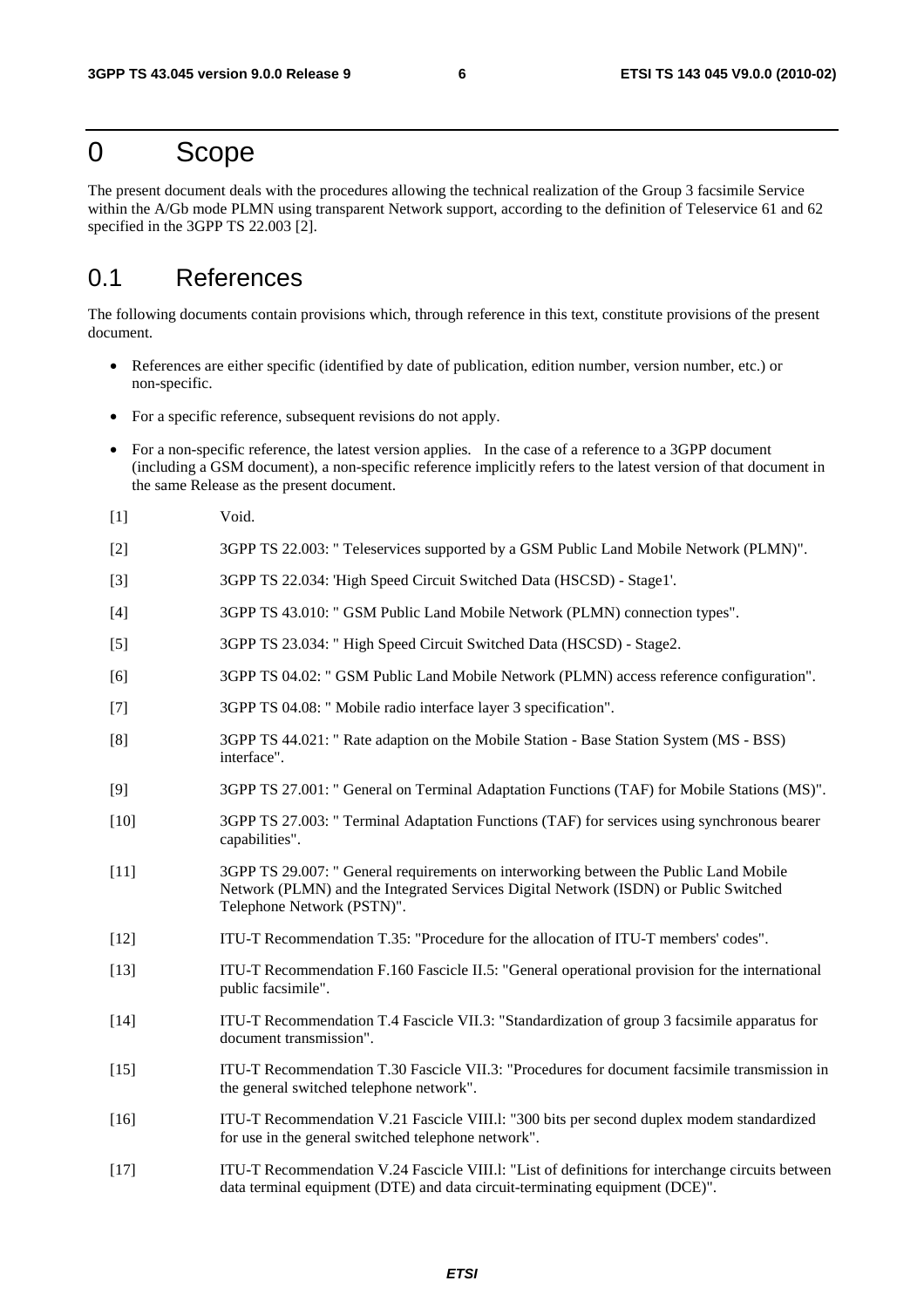# 0 Scope

The present document deals with the procedures allowing the technical realization of the Group 3 facsimile Service within the A/Gb mode PLMN using transparent Network support, according to the definition of Teleservice 61 and 62 specified in the 3GPP TS 22.003 [2].

## 0.1 References

The following documents contain provisions which, through reference in this text, constitute provisions of the present document.

- References are either specific (identified by date of publication, edition number, version number, etc.) or non-specific.
- For a specific reference, subsequent revisions do not apply.
- For a non-specific reference, the latest version applies. In the case of a reference to a 3GPP document (including a GSM document), a non-specific reference implicitly refers to the latest version of that document in the same Release as the present document.

[1] Void.

[2] 3GPP TS 22.003: " Teleservices supported by a GSM Public Land Mobile Network (PLMN)".

[3] 3GPP TS 22.034: 'High Speed Circuit Switched Data (HSCSD) - Stage1'.

[4] 3GPP TS 43.010: " GSM Public Land Mobile Network (PLMN) connection types".

[5] 3GPP TS 23.034: " High Speed Circuit Switched Data (HSCSD) - Stage2.

[6] 3GPP TS 04.02: " GSM Public Land Mobile Network (PLMN) access reference configuration".

[7] 3GPP TS 04.08: " Mobile radio interface layer 3 specification".

[8] 3GPP TS 44.021: " Rate adaption on the Mobile Station - Base Station System (MS - BSS) interface".

[9] 3GPP TS 27.001: " General on Terminal Adaptation Functions (TAF) for Mobile Stations (MS)".

[10] 3GPP TS 27.003: " Terminal Adaptation Functions (TAF) for services using synchronous bearer capabilities".

[11] 3GPP TS 29.007: " General requirements on interworking between the Public Land Mobile Network (PLMN) and the Integrated Services Digital Network (ISDN) or Public Switched Telephone Network (PSTN)".

[12] ITU-T Recommendation T.35: "Procedure for the allocation of ITU-T members' codes".

[13] ITU-T Recommendation F.160 Fascicle II.5: "General operational provision for the international public facsimile".

[14] ITU-T Recommendation T.4 Fascicle VII.3: "Standardization of group 3 facsimile apparatus for document transmission".

[15] ITU-T Recommendation T.30 Fascicle VII.3: "Procedures for document facsimile transmission in the general switched telephone network".

[16] ITU-T Recommendation V.21 Fascicle VIII.l: "300 bits per second duplex modem standardized for use in the general switched telephone network".

[17] ITU-T Recommendation V.24 Fascicle VIII.l: "List of definitions for interchange circuits between data terminal equipment (DTE) and data circuit-terminating equipment (DCE)".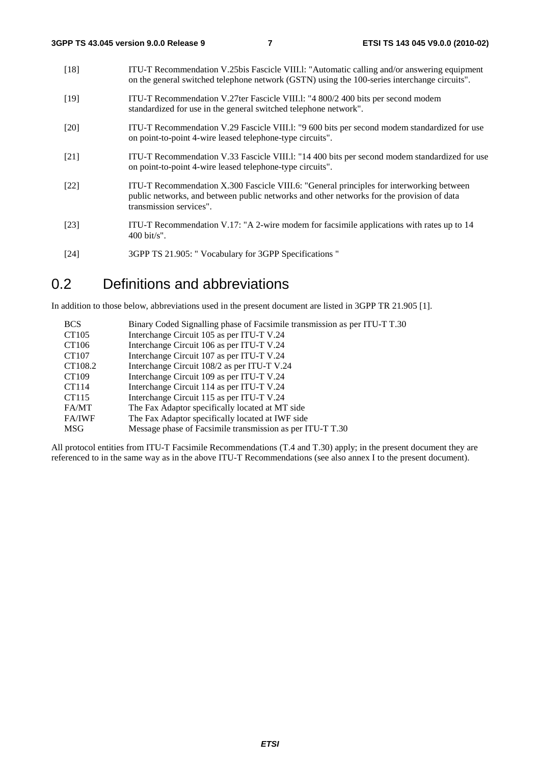[18] ITU-T Recommendation V.25bis Fascicle VIII.l: "Automatic calling and/or answering equipment on the general switched telephone network (GSTN) using the 100-series interchange circuits".

[19] ITU-T Recommendation V.27ter Fascicle VIII.l: "4 800/2 400 bits per second modem standardized for use in the general switched telephone network".

[20] ITU-T Recommendation V.29 Fascicle VIII.l: "9 600 bits per second modem standardized for use on point-to-point 4-wire leased telephone-type circuits".

[21] ITU-T Recommendation V.33 Fascicle VIII.l: "14 400 bits per second modem standardized for use on point-to-point 4-wire leased telephone-type circuits".

[22] ITU-T Recommendation X.300 Fascicle VIII.6: "General principles for interworking between public networks, and between public networks and other networks for the provision of data transmission services".

[23] ITU-T Recommendation V.17: "A 2-wire modem for facsimile applications with rates up to 14 400 bit/s".

[24] 3GPP TS 21.905: " Vocabulary for 3GPP Specifications "

## 0.2 Definitions and abbreviations

In addition to those below, abbreviations used in the present document are listed in 3GPP TR 21.905 [1].

| | |
|---|---|
| BCS | Binary Coded Signalling phase of Facsimile transmission as per ITU-T T.30 |
| CT105 | Interchange Circuit 105 as per ITU-T V.24 |
| CT106 | Interchange Circuit 106 as per ITU-T V.24 |
| CT107 | Interchange Circuit 107 as per ITU-T V.24 |
| CT108.2 | Interchange Circuit 108/2 as per ITU-T V.24 |
| CT109 | Interchange Circuit 109 as per ITU-T V.24 |
| CT114 | Interchange Circuit 114 as per ITU-T V.24 |
| CT115 | Interchange Circuit 115 as per ITU-T V.24 |
| FA/MT | The Fax Adaptor specifically located at MT side |
| FA/IWF | The Fax Adaptor specifically located at IWF side |
| MSG | Message phase of Facsimile transmission as per ITU-T T.30 |

All protocol entities from ITU-T Facsimile Recommendations (T.4 and T.30) apply; in the present document they are referenced to in the same way as in the above ITU-T Recommendations (see also annex I to the present document).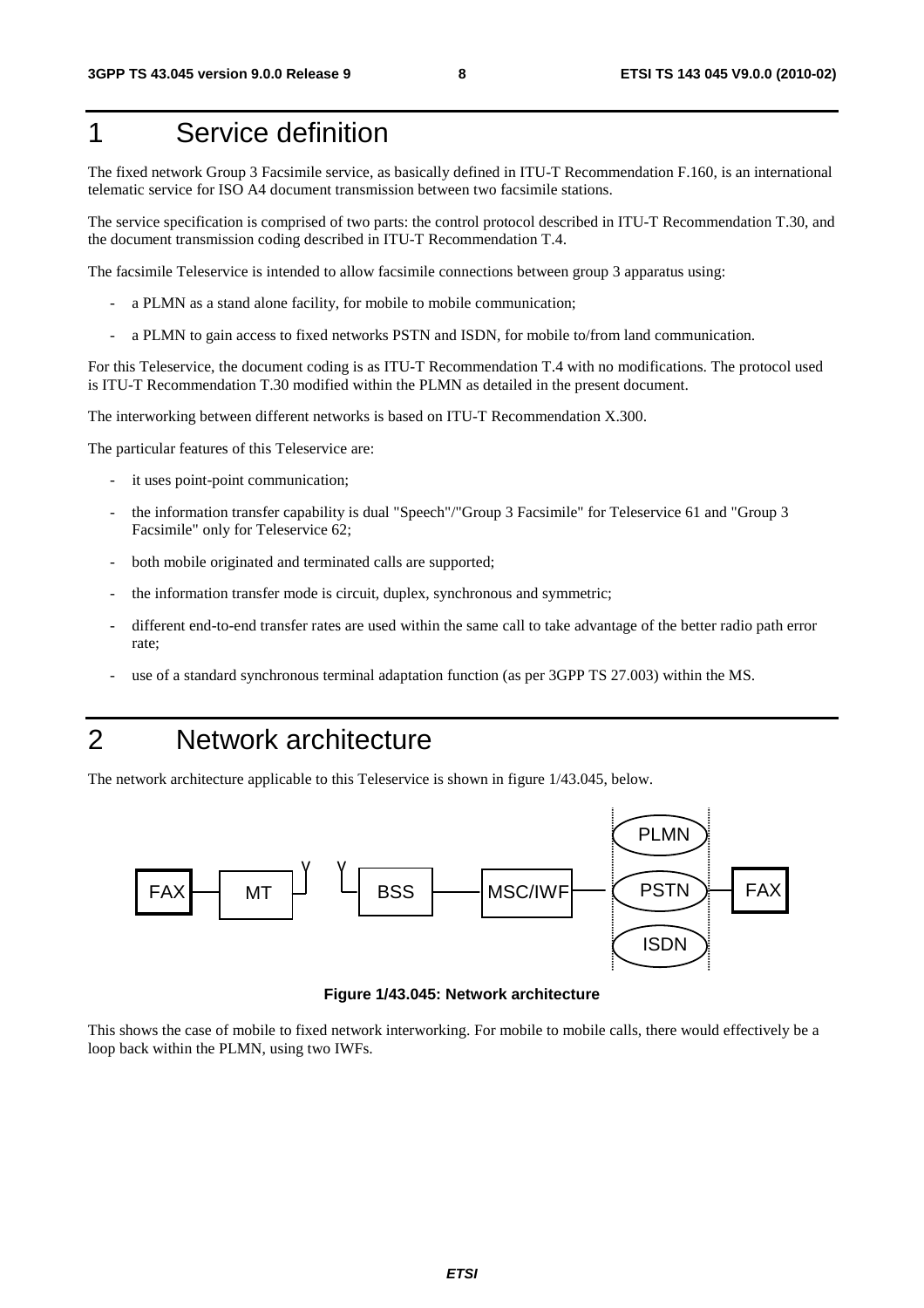# 1 Service definition

The fixed network Group 3 Facsimile service, as basically defined in ITU-T Recommendation F.160, is an international telematic service for ISO A4 document transmission between two facsimile stations.

The service specification is comprised of two parts: the control protocol described in ITU-T Recommendation T.30, and the document transmission coding described in ITU-T Recommendation T.4.

The facsimile Teleservice is intended to allow facsimile connections between group 3 apparatus using:

- a PLMN as a stand alone facility, for mobile to mobile communication;
- a PLMN to gain access to fixed networks PSTN and ISDN, for mobile to/from land communication.

For this Teleservice, the document coding is as ITU-T Recommendation T.4 with no modifications. The protocol used is ITU-T Recommendation T.30 modified within the PLMN as detailed in the present document.

The interworking between different networks is based on ITU-T Recommendation X.300.

The particular features of this Teleservice are:

- it uses point-point communication;
- the information transfer capability is dual "Speech"/"Group 3 Facsimile" for Teleservice 61 and "Group 3 Facsimile" only for Teleservice 62;
- both mobile originated and terminated calls are supported;
- the information transfer mode is circuit, duplex, synchronous and symmetric;
- different end-to-end transfer rates are used within the same call to take advantage of the better radio path error rate;
- use of a standard synchronous terminal adaptation function (as per 3GPP TS 27.003) within the MS.

# 2 Network architecture

The network architecture applicable to this Teleservice is shown in figure 1/43.045, below.

FAX
MT
BSS
MSC/IWF
PLMN
PSTN
ISDN
FAX

**Figure 1/43.045: Network architecture**

This shows the case of mobile to fixed network interworking. For mobile to mobile calls, there would effectively be a loop back within the PLMN, using two IWFs.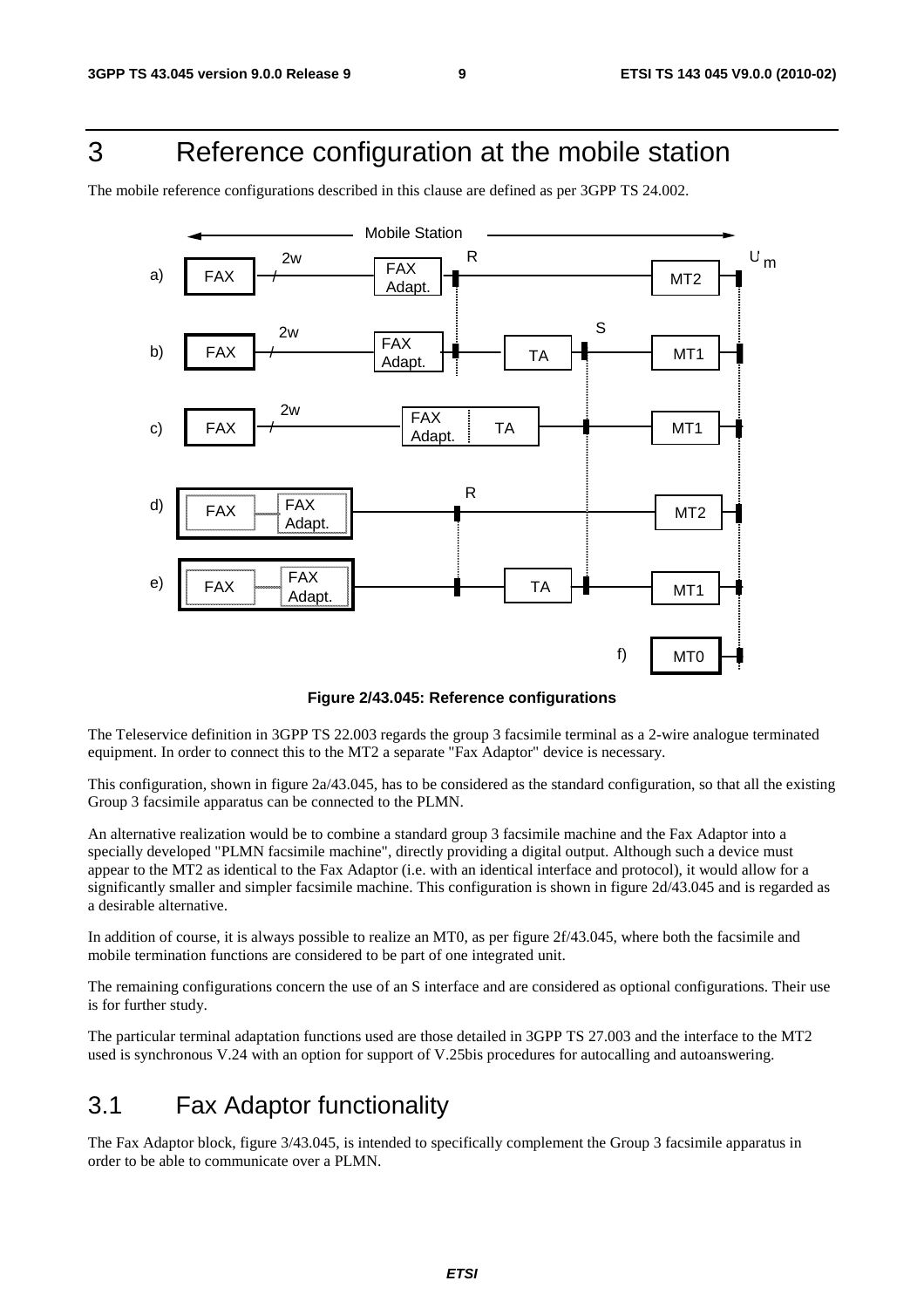# 3 Reference configuration at the mobile station

The mobile reference configurations described in this clause are defined as per 3GPP TS 24.002.

Mobile Station

a) FAX 2w FAX Adapt. R MT2 Um

b) FAX 2w FAX Adapt. TA S MT1

c) FAX 2w FAX Adapt. TA MT1

d) FAX FAX Adapt. R MT2

e) FAX FAX Adapt. TA MT1

f) MT0

**Figure 2/43.045: Reference configurations**

The Teleservice definition in 3GPP TS 22.003 regards the group 3 facsimile terminal as a 2-wire analogue terminated equipment. In order to connect this to the MT2 a separate "Fax Adaptor" device is necessary.

This configuration, shown in figure 2a/43.045, has to be considered as the standard configuration, so that all the existing Group 3 facsimile apparatus can be connected to the PLMN.

An alternative realization would be to combine a standard group 3 facsimile machine and the Fax Adaptor into a specially developed "PLMN facsimile machine", directly providing a digital output. Although such a device must appear to the MT2 as identical to the Fax Adaptor (i.e. with an identical interface and protocol), it would allow for a significantly smaller and simpler facsimile machine. This configuration is shown in figure 2d/43.045 and is regarded as a desirable alternative.

In addition of course, it is always possible to realize an MT0, as per figure 2f/43.045, where both the facsimile and mobile termination functions are considered to be part of one integrated unit.

The remaining configurations concern the use of an S interface and are considered as optional configurations. Their use is for further study.

The particular terminal adaptation functions used are those detailed in 3GPP TS 27.003 and the interface to the MT2 used is synchronous V.24 with an option for support of V.25bis procedures for autocalling and autoanswering.

## 3.1 Fax Adaptor functionality

The Fax Adaptor block, figure 3/43.045, is intended to specifically complement the Group 3 facsimile apparatus in order to be able to communicate over a PLMN.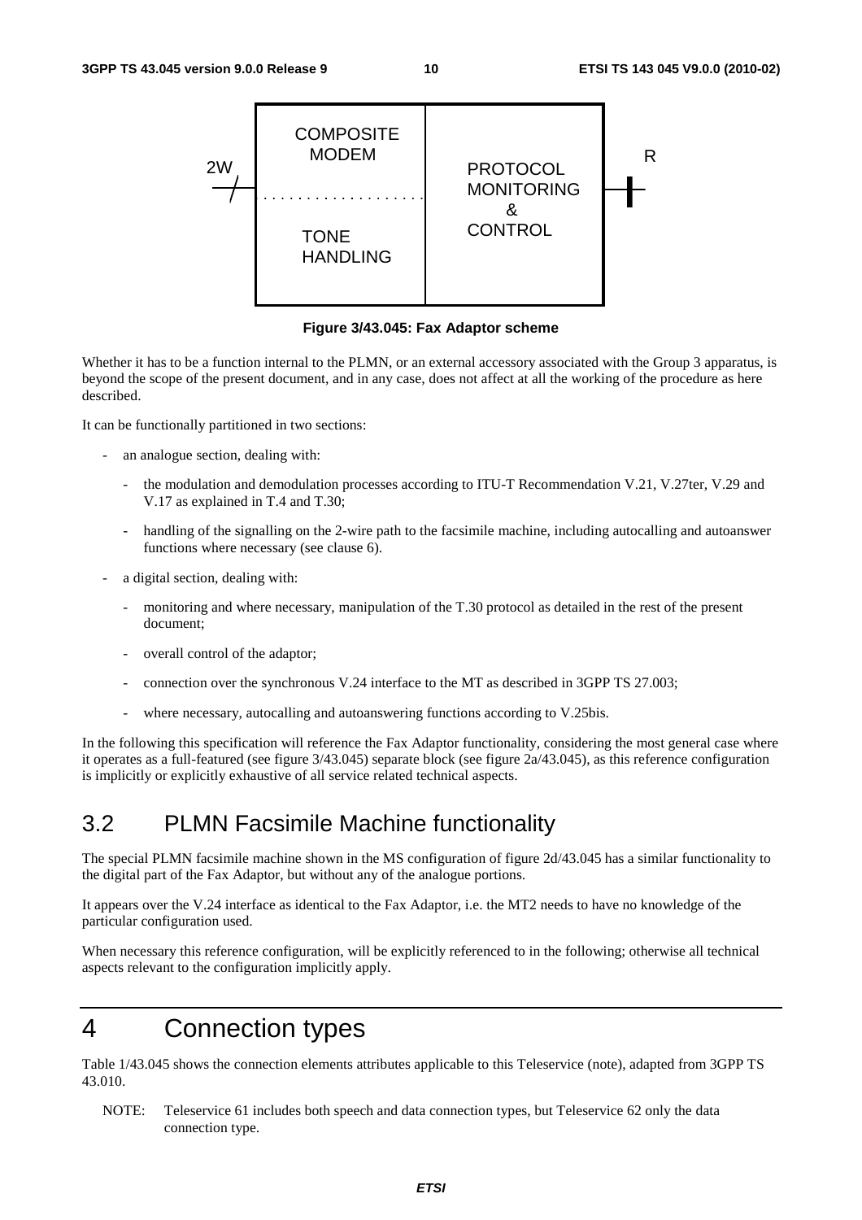2W

COMPOSITE MODEM

TONE HANDLING

PROTOCOL MONITORING & CONTROL

R

**Figure 3/43.045: Fax Adaptor scheme**

Whether it has to be a function internal to the PLMN, or an external accessory associated with the Group 3 apparatus, is beyond the scope of the present document, and in any case, does not affect at all the working of the procedure as here described.

It can be functionally partitioned in two sections:

- an analogue section, dealing with:
    - the modulation and demodulation processes according to ITU-T Recommendation V.21, V.27ter, V.29 and V.17 as explained in T.4 and T.30;
    - handling of the signalling on the 2-wire path to the facsimile machine, including autocalling and autoanswer functions where necessary (see clause 6).
- a digital section, dealing with:
    - monitoring and where necessary, manipulation of the T.30 protocol as detailed in the rest of the present document;
    - overall control of the adaptor;
    - connection over the synchronous V.24 interface to the MT as described in 3GPP TS 27.003;
    - where necessary, autocalling and autoanswering functions according to V.25bis.

In the following this specification will reference the Fax Adaptor functionality, considering the most general case where it operates as a full-featured (see figure 3/43.045) separate block (see figure 2a/43.045), as this reference configuration is implicitly or explicitly exhaustive of all service related technical aspects.

## 3.2 PLMN Facsimile Machine functionality

The special PLMN facsimile machine shown in the MS configuration of figure 2d/43.045 has a similar functionality to the digital part of the Fax Adaptor, but without any of the analogue portions.

It appears over the V.24 interface as identical to the Fax Adaptor, i.e. the MT2 needs to have no knowledge of the particular configuration used.

When necessary this reference configuration, will be explicitly referenced to in the following; otherwise all technical aspects relevant to the configuration implicitly apply.

# 4 Connection types

Table 1/43.045 shows the connection elements attributes applicable to this Teleservice (note), adapted from 3GPP TS 43.010.

NOTE: Teleservice 61 includes both speech and data connection types, but Teleservice 62 only the data connection type.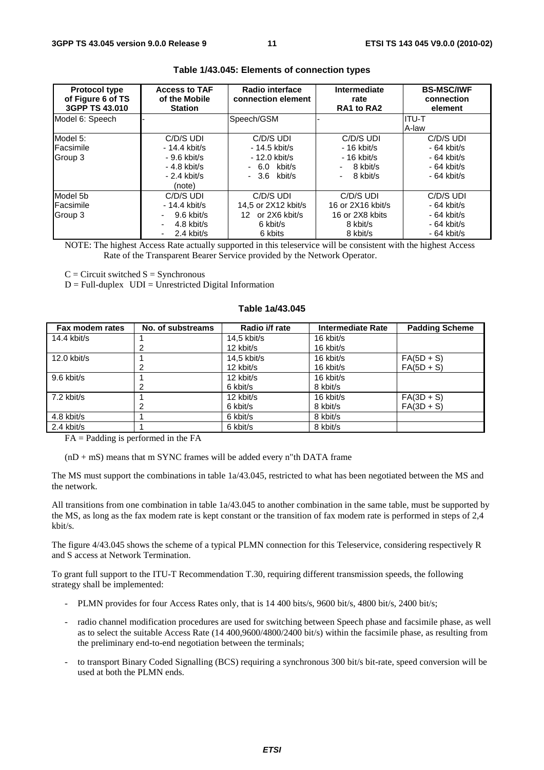**Table 1/43.045: Elements of connection types**

| Protocol type of Figure 6 of TS 3GPP TS 43.010 | Access to TAF of the Mobile Station | Radio interface connection element | Intermediate rate RA1 to RA2 | BS-MSC/IWF connection element |
|---|---|---|---|---|
| Model 6: Speech | - | Speech/GSM | - | ITU-T A-law |
| Model 5: Facsimile Group 3 | C/D/S UDI<br>- 14.4 kbit/s<br>- 9.6 kbit/s<br>- 4.8 kbit/s<br>- 2.4 kbit/s<br>(note) | C/D/S UDI<br>- 14.5 kbit/s<br>- 12.0 kbit/s<br>- 6.0 kbit/s<br>- 3.6 kbit/s | C/D/S UDI<br>- 16 kbit/s<br>- 16 kbit/s<br>- 8 kbit/s<br>- 8 kbit/s | C/D/S UDI<br>- 64 kbit/s<br>- 64 kbit/s<br>- 64 kbit/s<br>- 64 kbit/s |
| Model 5b Facsimile Group 3 | C/D/S UDI<br>- 14.4 kbit/s<br>- 9.6 kbit/s<br>- 4.8 kbit/s<br>- 2.4 kbit/s | C/D/S UDI<br>14,5 or 2X12 kbit/s<br>12 or 2X6 kbit/s<br>6 kbit/s<br>6 kbits | C/D/S UDI<br>16 or 2X16 kbit/s<br>16 or 2X8 kbits<br>8 kbit/s<br>8 kbit/s | C/D/S UDI<br>- 64 kbit/s<br>- 64 kbit/s<br>- 64 kbit/s<br>- 64 kbit/s |

NOTE: The highest Access Rate actually supported in this teleservice will be consistent with the highest Access Rate of the Transparent Bearer Service provided by the Network Operator.

C = Circuit switched S = Synchronous

D = Full-duplex UDI = Unrestricted Digital Information

**Table 1a/43.045**

| Fax modem rates | No. of substreams | Radio i/f rate | Intermediate Rate | Padding Scheme |
|---|---|---|---|---|
| 14.4 kbit/s | 1 | 14,5 kbit/s | 16 kbit/s | |
| | 2 | 12 kbit/s | 16 kbit/s | |
| 12.0 kbit/s | 1 | 14,5 kbit/s | 16 kbit/s | FA(5D + S) |
| | 2 | 12 kbit/s | 16 kbit/s | FA(5D + S) |
| 9.6 kbit/s | 1 | 12 kbit/s | 16 kbit/s | |
| | 2 | 6 kbit/s | 8 kbit/s | |
| 7.2 kbit/s | 1 | 12 kbit/s | 16 kbit/s | FA(3D + S) |
| | 2 | 6 kbit/s | 8 kbit/s | FA(3D + S) |
| 4.8 kbit/s | 1 | 6 kbit/s | 8 kbit/s | |
| 2.4 kbit/s | 1 | 6 kbit/s | 8 kbit/s | |

FA = Padding is performed in the FA

(nD + mS) means that m SYNC frames will be added every n"th DATA frame

The MS must support the combinations in table 1a/43.045, restricted to what has been negotiated between the MS and the network.

All transitions from one combination in table 1a/43.045 to another combination in the same table, must be supported by the MS, as long as the fax modem rate is kept constant or the transition of fax modem rate is performed in steps of 2,4 kbit/s.

The figure 4/43.045 shows the scheme of a typical PLMN connection for this Teleservice, considering respectively R and S access at Network Termination.

To grant full support to the ITU-T Recommendation T.30, requiring different transmission speeds, the following strategy shall be implemented:

- PLMN provides for four Access Rates only, that is 14 400 bits/s, 9600 bit/s, 4800 bit/s, 2400 bit/s;
- radio channel modification procedures are used for switching between Speech phase and facsimile phase, as well as to select the suitable Access Rate (14 400,9600/4800/2400 bit/s) within the facsimile phase, as resulting from the preliminary end-to-end negotiation between the terminals;
- to transport Binary Coded Signalling (BCS) requiring a synchronous 300 bit/s bit-rate, speed conversion will be used at both the PLMN ends.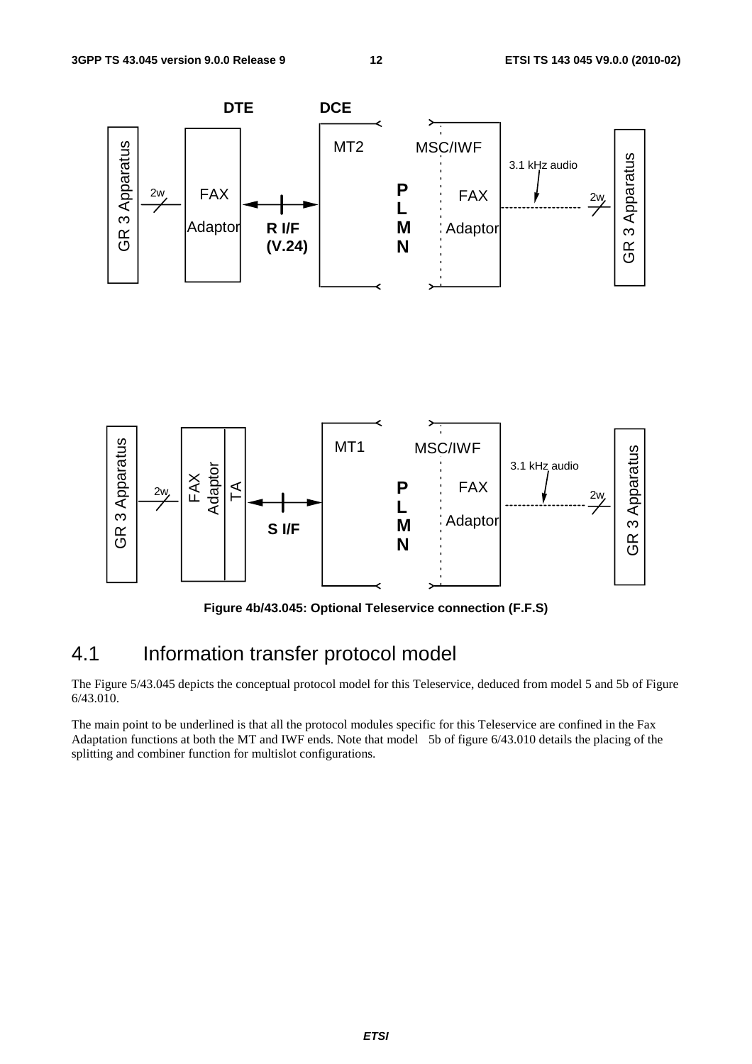DTE

DCE

GR 3 Apparatus

2w

FAX

Adaptor

R I/F

(V.24)

MT2

P
L
M
N

MSC/IWF

FAX

Adaptor

3.1 kHz audio

2w

GR 3 Apparatus

GR 3 Apparatus

2w

FAX
Adaptor

TA

S I/F

MT1

P
L
M
N

MSC/IWF

FAX

Adaptor

3.1 kHz audio

2w

GR 3 Apparatus

**Figure 4b/43.045: Optional Teleservice connection (F.F.S)**

## 4.1 Information transfer protocol model

The Figure 5/43.045 depicts the conceptual protocol model for this Teleservice, deduced from model 5 and 5b of Figure 6/43.010.

The main point to be underlined is that all the protocol modules specific for this Teleservice are confined in the Fax Adaptation functions at both the MT and IWF ends. Note that model 5b of figure 6/43.010 details the placing of the splitting and combiner function for multislot configurations.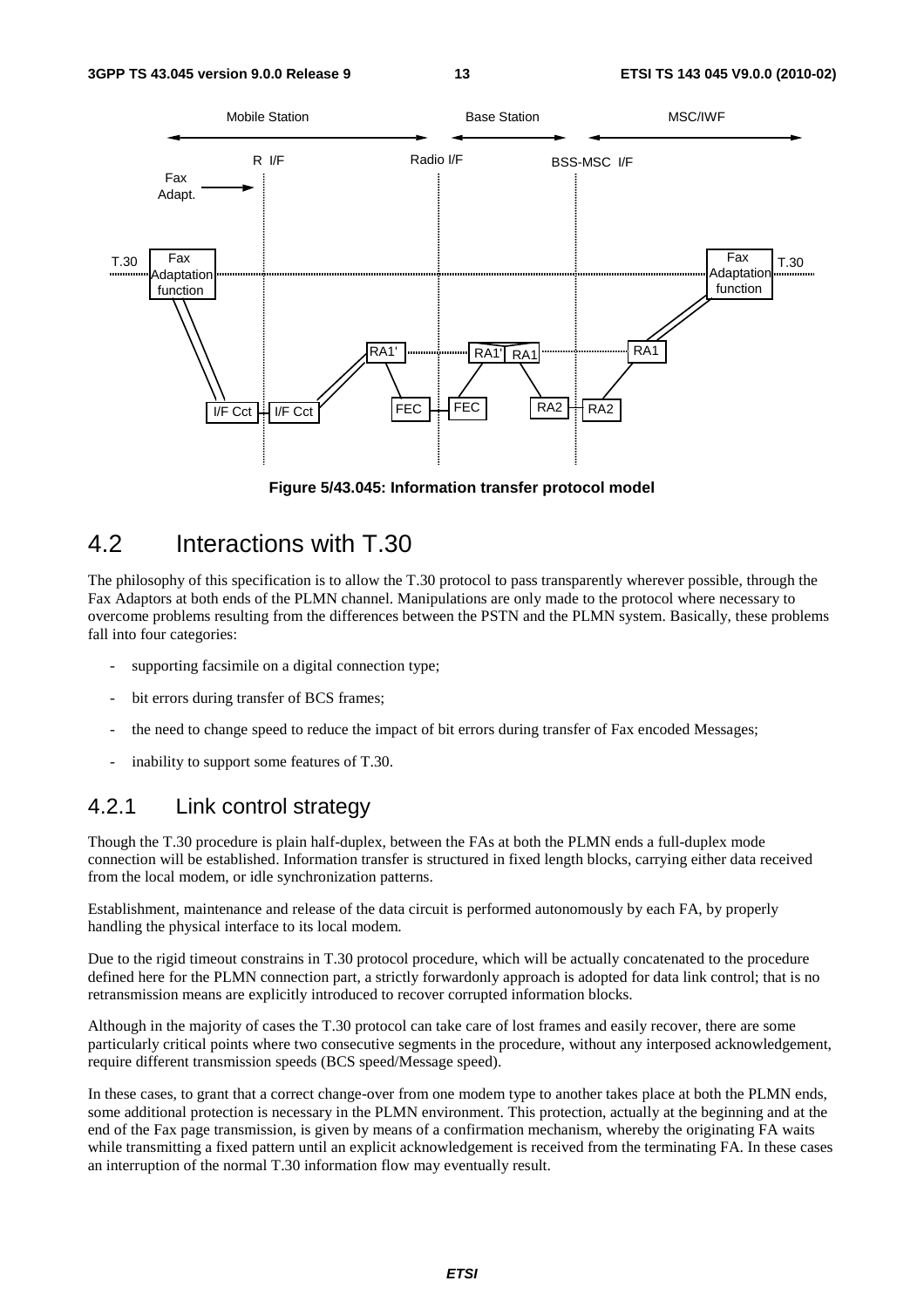Figure 5/43.045: Information transfer protocol model

## 4.2 Interactions with T.30

The philosophy of this specification is to allow the T.30 protocol to pass transparently wherever possible, through the Fax Adaptors at both ends of the PLMN channel. Manipulations are only made to the protocol where necessary to overcome problems resulting from the differences between the PSTN and the PLMN system. Basically, these problems fall into four categories:

- supporting facsimile on a digital connection type;
- bit errors during transfer of BCS frames;
- the need to change speed to reduce the impact of bit errors during transfer of Fax encoded Messages;
- inability to support some features of T.30.

### 4.2.1 Link control strategy

Though the T.30 procedure is plain half-duplex, between the FAs at both the PLMN ends a full-duplex mode connection will be established. Information transfer is structured in fixed length blocks, carrying either data received from the local modem, or idle synchronization patterns.

Establishment, maintenance and release of the data circuit is performed autonomously by each FA, by properly handling the physical interface to its local modem.

Due to the rigid timeout constrains in T.30 protocol procedure, which will be actually concatenated to the procedure defined here for the PLMN connection part, a strictly forwardonly approach is adopted for data link control; that is no retransmission means are explicitly introduced to recover corrupted information blocks.

Although in the majority of cases the T.30 protocol can take care of lost frames and easily recover, there are some particularly critical points where two consecutive segments in the procedure, without any interposed acknowledgement, require different transmission speeds (BCS speed/Message speed).

In these cases, to grant that a correct change-over from one modem type to another takes place at both the PLMN ends, some additional protection is necessary in the PLMN environment. This protection, actually at the beginning and at the end of the Fax page transmission, is given by means of a confirmation mechanism, whereby the originating FA waits while transmitting a fixed pattern until an explicit acknowledgement is received from the terminating FA. In these cases an interruption of the normal T.30 information flow may eventually result.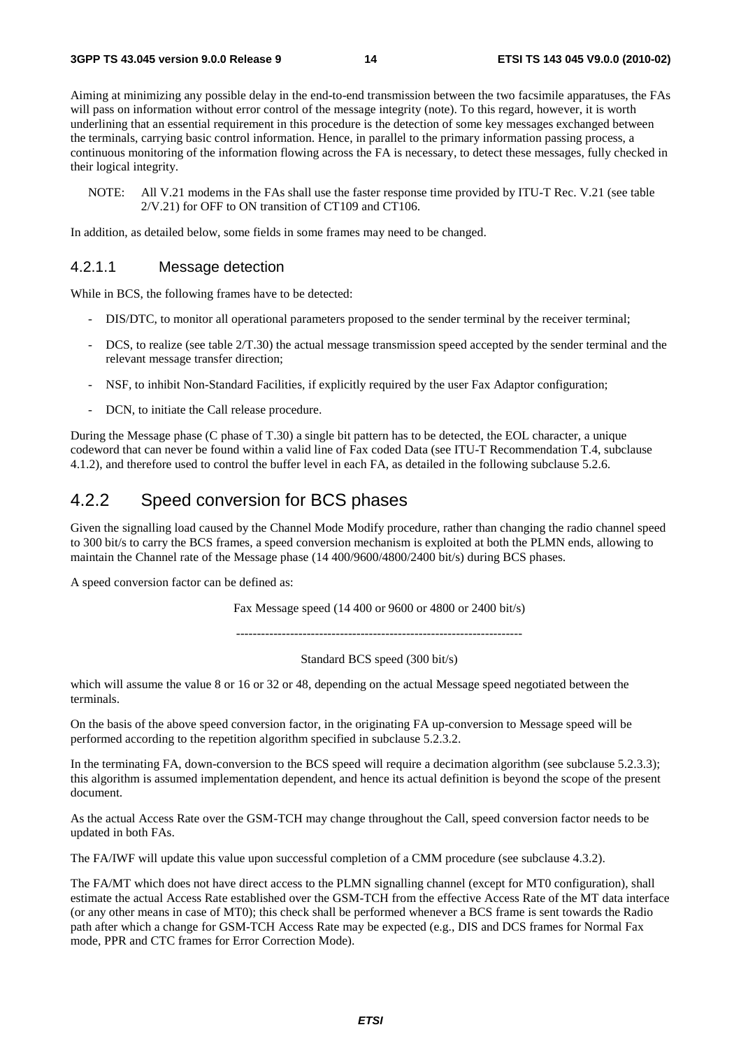Aiming at minimizing any possible delay in the end-to-end transmission between the two facsimile apparatuses, the FAs will pass on information without error control of the message integrity (note). To this regard, however, it is worth underlining that an essential requirement in this procedure is the detection of some key messages exchanged between the terminals, carrying basic control information. Hence, in parallel to the primary information passing process, a continuous monitoring of the information flowing across the FA is necessary, to detect these messages, fully checked in their logical integrity.

NOTE: All V.21 modems in the FAs shall use the faster response time provided by ITU-T Rec. V.21 (see table 2/V.21) for OFF to ON transition of CT109 and CT106.

In addition, as detailed below, some fields in some frames may need to be changed.

#### 4.2.1.1 Message detection

While in BCS, the following frames have to be detected:

- DIS/DTC, to monitor all operational parameters proposed to the sender terminal by the receiver terminal;
- DCS, to realize (see table 2/T.30) the actual message transmission speed accepted by the sender terminal and the relevant message transfer direction;
- NSF, to inhibit Non-Standard Facilities, if explicitly required by the user Fax Adaptor configuration;
- DCN, to initiate the Call release procedure.

During the Message phase (C phase of T.30) a single bit pattern has to be detected, the EOL character, a unique codeword that can never be found within a valid line of Fax coded Data (see ITU-T Recommendation T.4, subclause 4.1.2), and therefore used to control the buffer level in each FA, as detailed in the following subclause 5.2.6.

### 4.2.2 Speed conversion for BCS phases

Given the signalling load caused by the Channel Mode Modify procedure, rather than changing the radio channel speed to 300 bit/s to carry the BCS frames, a speed conversion mechanism is exploited at both the PLMN ends, allowing to maintain the Channel rate of the Message phase (14 400/9600/4800/2400 bit/s) during BCS phases.

A speed conversion factor can be defined as:

$$\frac{\text{Fax Message speed (14 400 or 9600 or 4800 or 2400 bit/s)}}{\text{Standard BCS speed (300 bit/s)}}$$

which will assume the value 8 or 16 or 32 or 48, depending on the actual Message speed negotiated between the terminals.

On the basis of the above speed conversion factor, in the originating FA up-conversion to Message speed will be performed according to the repetition algorithm specified in subclause 5.2.3.2.

In the terminating FA, down-conversion to the BCS speed will require a decimation algorithm (see subclause 5.2.3.3); this algorithm is assumed implementation dependent, and hence its actual definition is beyond the scope of the present document.

As the actual Access Rate over the GSM-TCH may change throughout the Call, speed conversion factor needs to be updated in both FAs.

The FA/IWF will update this value upon successful completion of a CMM procedure (see subclause 4.3.2).

The FA/MT which does not have direct access to the PLMN signalling channel (except for MT0 configuration), shall estimate the actual Access Rate established over the GSM-TCH from the effective Access Rate of the MT data interface (or any other means in case of MT0); this check shall be performed whenever a BCS frame is sent towards the Radio path after which a change for GSM-TCH Access Rate may be expected (e.g., DIS and DCS frames for Normal Fax mode, PPR and CTC frames for Error Correction Mode).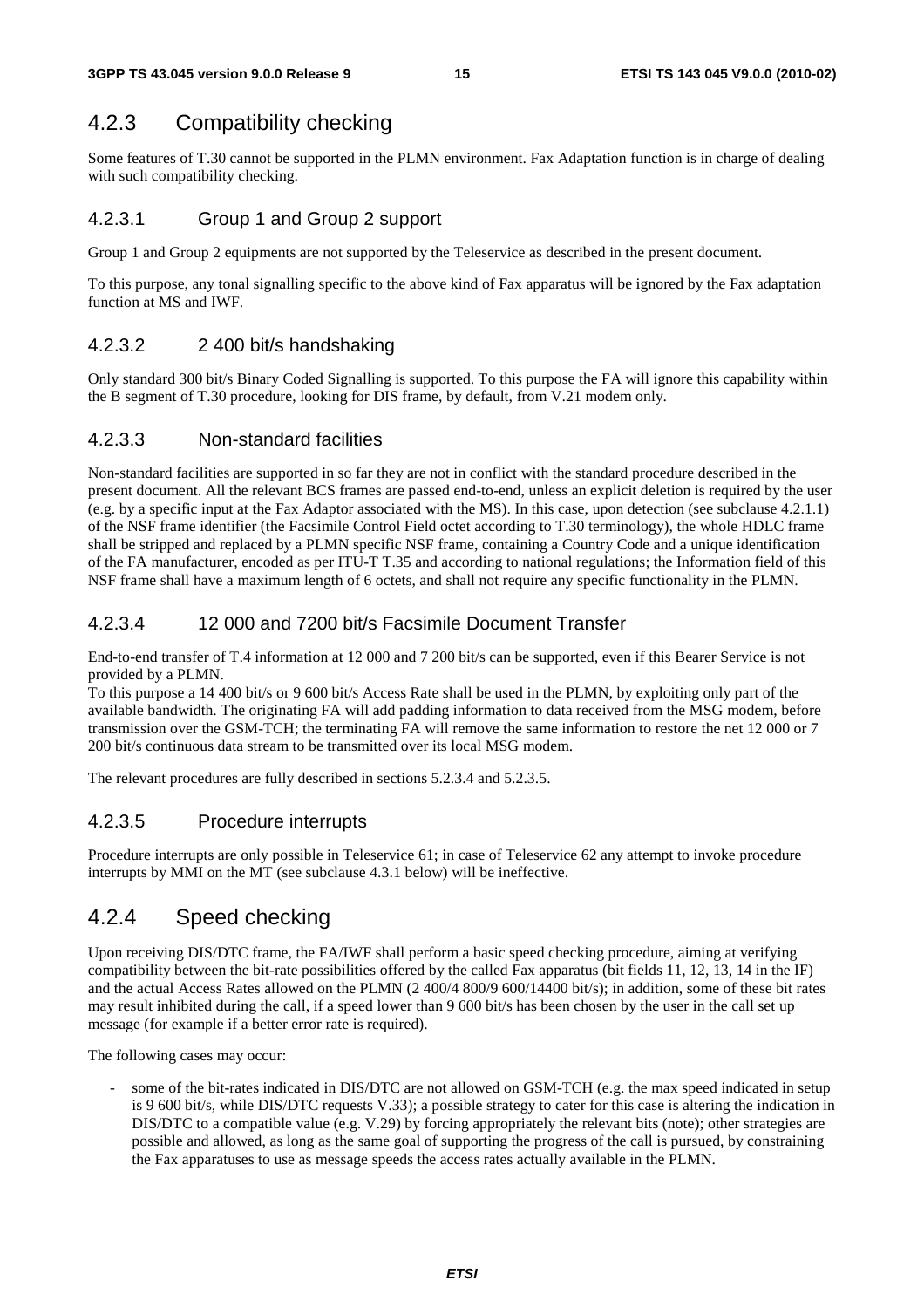### 4.2.3 Compatibility checking

Some features of T.30 cannot be supported in the PLMN environment. Fax Adaptation function is in charge of dealing with such compatibility checking.

#### 4.2.3.1 Group 1 and Group 2 support

Group 1 and Group 2 equipments are not supported by the Teleservice as described in the present document.

To this purpose, any tonal signalling specific to the above kind of Fax apparatus will be ignored by the Fax adaptation function at MS and IWF.

#### 4.2.3.2 2 400 bit/s handshaking

Only standard 300 bit/s Binary Coded Signalling is supported. To this purpose the FA will ignore this capability within the B segment of T.30 procedure, looking for DIS frame, by default, from V.21 modem only.

#### 4.2.3.3 Non-standard facilities

Non-standard facilities are supported in so far they are not in conflict with the standard procedure described in the present document. All the relevant BCS frames are passed end-to-end, unless an explicit deletion is required by the user (e.g. by a specific input at the Fax Adaptor associated with the MS). In this case, upon detection (see subclause 4.2.1.1) of the NSF frame identifier (the Facsimile Control Field octet according to T.30 terminology), the whole HDLC frame shall be stripped and replaced by a PLMN specific NSF frame, containing a Country Code and a unique identification of the FA manufacturer, encoded as per ITU-T T.35 and according to national regulations; the Information field of this NSF frame shall have a maximum length of 6 octets, and shall not require any specific functionality in the PLMN.

#### 4.2.3.4 12 000 and 7200 bit/s Facsimile Document Transfer

End-to-end transfer of T.4 information at 12 000 and 7 200 bit/s can be supported, even if this Bearer Service is not provided by a PLMN.
To this purpose a 14 400 bit/s or 9 600 bit/s Access Rate shall be used in the PLMN, by exploiting only part of the available bandwidth. The originating FA will add padding information to data received from the MSG modem, before transmission over the GSM-TCH; the terminating FA will remove the same information to restore the net 12 000 or 7 200 bit/s continuous data stream to be transmitted over its local MSG modem.

The relevant procedures are fully described in sections 5.2.3.4 and 5.2.3.5.

#### 4.2.3.5 Procedure interrupts

Procedure interrupts are only possible in Teleservice 61; in case of Teleservice 62 any attempt to invoke procedure interrupts by MMI on the MT (see subclause 4.3.1 below) will be ineffective.

### 4.2.4 Speed checking

Upon receiving DIS/DTC frame, the FA/IWF shall perform a basic speed checking procedure, aiming at verifying compatibility between the bit-rate possibilities offered by the called Fax apparatus (bit fields 11, 12, 13, 14 in the IF) and the actual Access Rates allowed on the PLMN (2 400/4 800/9 600/14400 bit/s); in addition, some of these bit rates may result inhibited during the call, if a speed lower than 9 600 bit/s has been chosen by the user in the call set up message (for example if a better error rate is required).

The following cases may occur:

- some of the bit-rates indicated in DIS/DTC are not allowed on GSM-TCH (e.g. the max speed indicated in setup is 9 600 bit/s, while DIS/DTC requests V.33); a possible strategy to cater for this case is altering the indication in DIS/DTC to a compatible value (e.g. V.29) by forcing appropriately the relevant bits (note); other strategies are possible and allowed, as long as the same goal of supporting the progress of the call is pursued, by constraining the Fax apparatuses to use as message speeds the access rates actually available in the PLMN.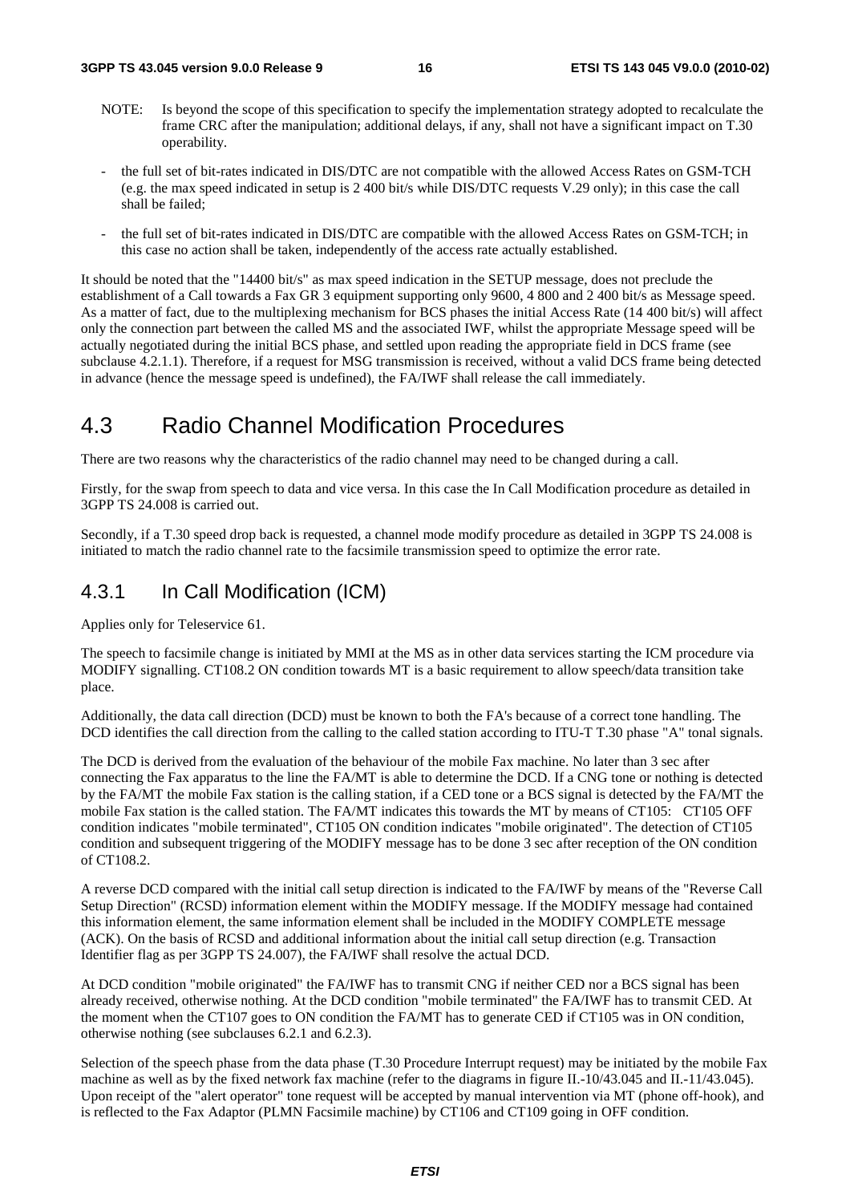NOTE: Is beyond the scope of this specification to specify the implementation strategy adopted to recalculate the frame CRC after the manipulation; additional delays, if any, shall not have a significant impact on T.30 operability.

- the full set of bit-rates indicated in DIS/DTC are not compatible with the allowed Access Rates on GSM-TCH (e.g. the max speed indicated in setup is 2 400 bit/s while DIS/DTC requests V.29 only); in this case the call shall be failed;
- the full set of bit-rates indicated in DIS/DTC are compatible with the allowed Access Rates on GSM-TCH; in this case no action shall be taken, independently of the access rate actually established.

It should be noted that the "14400 bit/s" as max speed indication in the SETUP message, does not preclude the establishment of a Call towards a Fax GR 3 equipment supporting only 9600, 4 800 and 2 400 bit/s as Message speed. As a matter of fact, due to the multiplexing mechanism for BCS phases the initial Access Rate (14 400 bit/s) will affect only the connection part between the called MS and the associated IWF, whilst the appropriate Message speed will be actually negotiated during the initial BCS phase, and settled upon reading the appropriate field in DCS frame (see subclause 4.2.1.1). Therefore, if a request for MSG transmission is received, without a valid DCS frame being detected in advance (hence the message speed is undefined), the FA/IWF shall release the call immediately.

## 4.3 Radio Channel Modification Procedures

There are two reasons why the characteristics of the radio channel may need to be changed during a call.

Firstly, for the swap from speech to data and vice versa. In this case the In Call Modification procedure as detailed in 3GPP TS 24.008 is carried out.

Secondly, if a T.30 speed drop back is requested, a channel mode modify procedure as detailed in 3GPP TS 24.008 is initiated to match the radio channel rate to the facsimile transmission speed to optimize the error rate.

### 4.3.1 In Call Modification (ICM)

Applies only for Teleservice 61.

The speech to facsimile change is initiated by MMI at the MS as in other data services starting the ICM procedure via MODIFY signalling. CT108.2 ON condition towards MT is a basic requirement to allow speech/data transition take place.

Additionally, the data call direction (DCD) must be known to both the FA's because of a correct tone handling. The DCD identifies the call direction from the calling to the called station according to ITU-T T.30 phase "A" tonal signals.

The DCD is derived from the evaluation of the behaviour of the mobile Fax machine. No later than 3 sec after connecting the Fax apparatus to the line the FA/MT is able to determine the DCD. If a CNG tone or nothing is detected by the FA/MT the mobile Fax station is the calling station, if a CED tone or a BCS signal is detected by the FA/MT the mobile Fax station is the called station. The FA/MT indicates this towards the MT by means of CT105: CT105 OFF condition indicates "mobile terminated", CT105 ON condition indicates "mobile originated". The detection of CT105 condition and subsequent triggering of the MODIFY message has to be done 3 sec after reception of the ON condition of CT108.2.

A reverse DCD compared with the initial call setup direction is indicated to the FA/IWF by means of the "Reverse Call Setup Direction" (RCSD) information element within the MODIFY message. If the MODIFY message had contained this information element, the same information element shall be included in the MODIFY COMPLETE message (ACK). On the basis of RCSD and additional information about the initial call setup direction (e.g. Transaction Identifier flag as per 3GPP TS 24.007), the FA/IWF shall resolve the actual DCD.

At DCD condition "mobile originated" the FA/IWF has to transmit CNG if neither CED nor a BCS signal has been already received, otherwise nothing. At the DCD condition "mobile terminated" the FA/IWF has to transmit CED. At the moment when the CT107 goes to ON condition the FA/MT has to generate CED if CT105 was in ON condition, otherwise nothing (see subclauses 6.2.1 and 6.2.3).

Selection of the speech phase from the data phase (T.30 Procedure Interrupt request) may be initiated by the mobile Fax machine as well as by the fixed network fax machine (refer to the diagrams in figure II.-10/43.045 and II.-11/43.045). Upon receipt of the "alert operator" tone request will be accepted by manual intervention via MT (phone off-hook), and is reflected to the Fax Adaptor (PLMN Facsimile machine) by CT106 and CT109 going in OFF condition.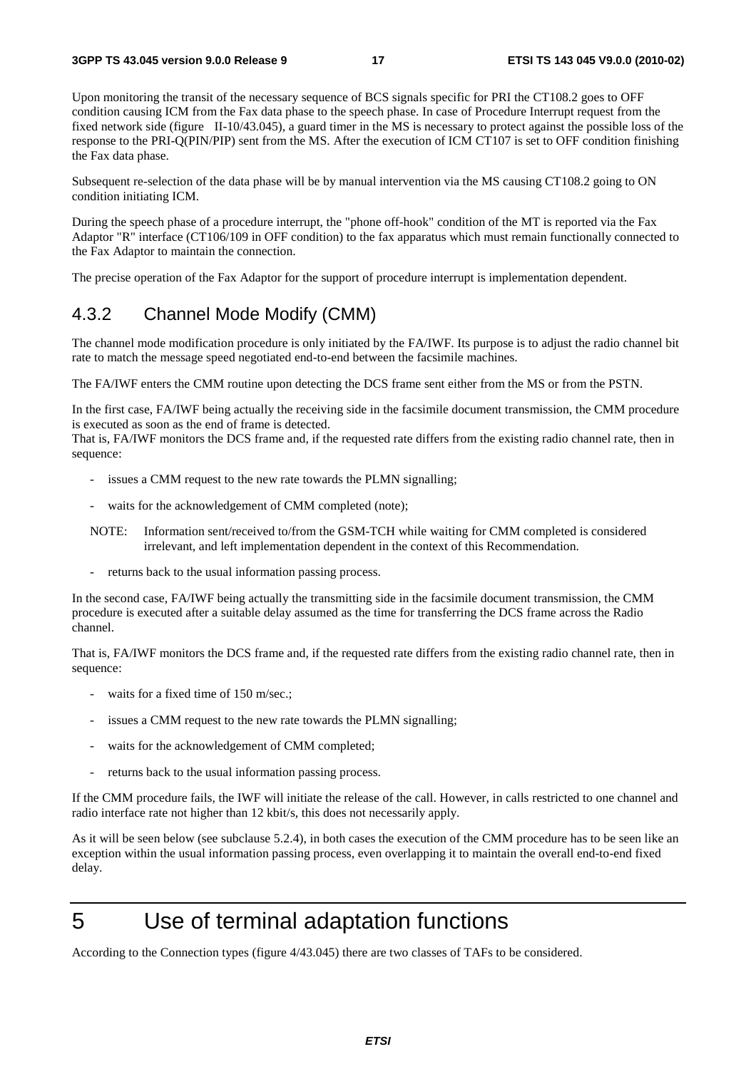Upon monitoring the transit of the necessary sequence of BCS signals specific for PRI the CT108.2 goes to OFF condition causing ICM from the Fax data phase to the speech phase. In case of Procedure Interrupt request from the fixed network side (figure II-10/43.045), a guard timer in the MS is necessary to protect against the possible loss of the response to the PRI-Q(PIN/PIP) sent from the MS. After the execution of ICM CT107 is set to OFF condition finishing the Fax data phase.

Subsequent re-selection of the data phase will be by manual intervention via the MS causing CT108.2 going to ON condition initiating ICM.

During the speech phase of a procedure interrupt, the "phone off-hook" condition of the MT is reported via the Fax Adaptor "R" interface (CT106/109 in OFF condition) to the fax apparatus which must remain functionally connected to the Fax Adaptor to maintain the connection.

The precise operation of the Fax Adaptor for the support of procedure interrupt is implementation dependent.

### 4.3.2 Channel Mode Modify (CMM)

The channel mode modification procedure is only initiated by the FA/IWF. Its purpose is to adjust the radio channel bit rate to match the message speed negotiated end-to-end between the facsimile machines.

The FA/IWF enters the CMM routine upon detecting the DCS frame sent either from the MS or from the PSTN.

In the first case, FA/IWF being actually the receiving side in the facsimile document transmission, the CMM procedure is executed as soon as the end of frame is detected.
That is, FA/IWF monitors the DCS frame and, if the requested rate differs from the existing radio channel rate, then in sequence:

- issues a CMM request to the new rate towards the PLMN signalling;
- waits for the acknowledgement of CMM completed (note);

NOTE: Information sent/received to/from the GSM-TCH while waiting for CMM completed is considered irrelevant, and left implementation dependent in the context of this Recommendation.

- returns back to the usual information passing process.

In the second case, FA/IWF being actually the transmitting side in the facsimile document transmission, the CMM procedure is executed after a suitable delay assumed as the time for transferring the DCS frame across the Radio channel.

That is, FA/IWF monitors the DCS frame and, if the requested rate differs from the existing radio channel rate, then in sequence:

- waits for a fixed time of 150 m/sec.;
- issues a CMM request to the new rate towards the PLMN signalling;
- waits for the acknowledgement of CMM completed;
- returns back to the usual information passing process.

If the CMM procedure fails, the IWF will initiate the release of the call. However, in calls restricted to one channel and radio interface rate not higher than 12 kbit/s, this does not necessarily apply.

As it will be seen below (see subclause 5.2.4), in both cases the execution of the CMM procedure has to be seen like an exception within the usual information passing process, even overlapping it to maintain the overall end-to-end fixed delay.

# 5 Use of terminal adaptation functions

According to the Connection types (figure 4/43.045) there are two classes of TAFs to be considered.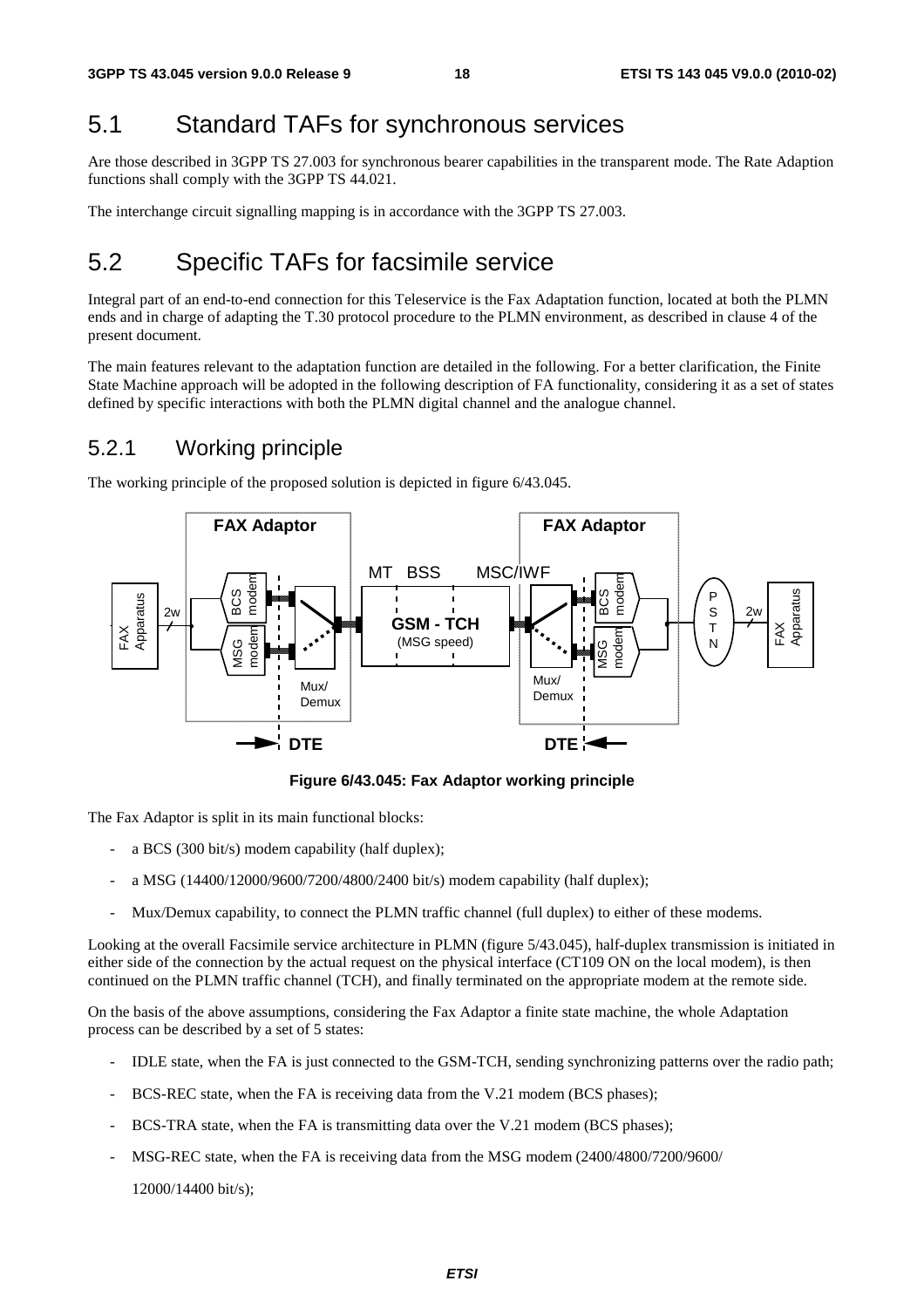## 5.1 Standard TAFs for synchronous services

Are those described in 3GPP TS 27.003 for synchronous bearer capabilities in the transparent mode. The Rate Adaption functions shall comply with the 3GPP TS 44.021.

The interchange circuit signalling mapping is in accordance with the 3GPP TS 27.003.

## 5.2 Specific TAFs for facsimile service

Integral part of an end-to-end connection for this Teleservice is the Fax Adaptation function, located at both the PLMN ends and in charge of adapting the T.30 protocol procedure to the PLMN environment, as described in clause 4 of the present document.

The main features relevant to the adaptation function are detailed in the following. For a better clarification, the Finite State Machine approach will be adopted in the following description of FA functionality, considering it as a set of states defined by specific interactions with both the PLMN digital channel and the analogue channel.

### 5.2.1 Working principle

The working principle of the proposed solution is depicted in figure 6/43.045.

FAX Adaptor
FAX Adaptor
MT BSS MSC/IWF
FAX Apparatus
2w
BCS modem
MSG modem
Mux/ Demux
GSM - TCH
(MSG speed)
Mux/ Demux
BCS modem
MSG modem
PSTN
2w
FAX Apparatus
DTE
DTE

**Figure 6/43.045: Fax Adaptor working principle**

The Fax Adaptor is split in its main functional blocks:

- a BCS (300 bit/s) modem capability (half duplex);
- a MSG (14400/12000/9600/7200/4800/2400 bit/s) modem capability (half duplex);
- Mux/Demux capability, to connect the PLMN traffic channel (full duplex) to either of these modems.

Looking at the overall Facsimile service architecture in PLMN (figure 5/43.045), half-duplex transmission is initiated in either side of the connection by the actual request on the physical interface (CT109 ON on the local modem), is then continued on the PLMN traffic channel (TCH), and finally terminated on the appropriate modem at the remote side.

On the basis of the above assumptions, considering the Fax Adaptor a finite state machine, the whole Adaptation process can be described by a set of 5 states:

- IDLE state, when the FA is just connected to the GSM-TCH, sending synchronizing patterns over the radio path;
- BCS-REC state, when the FA is receiving data from the V.21 modem (BCS phases);
- BCS-TRA state, when the FA is transmitting data over the V.21 modem (BCS phases);
- MSG-REC state, when the FA is receiving data from the MSG modem (2400/4800/7200/9600/

  12000/14400 bit/s);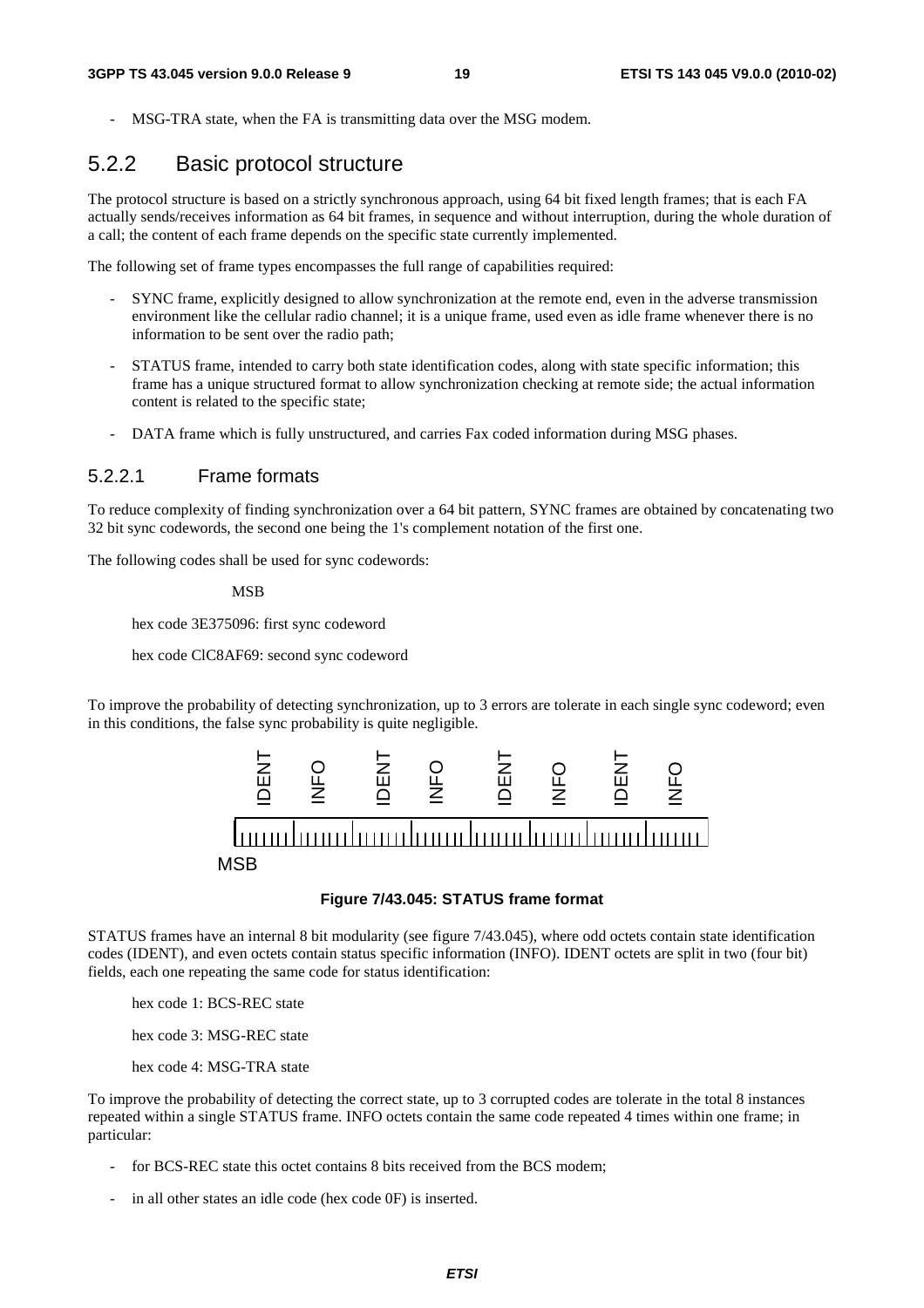- MSG-TRA state, when the FA is transmitting data over the MSG modem.

## 5.2.2 Basic protocol structure

The protocol structure is based on a strictly synchronous approach, using 64 bit fixed length frames; that is each FA actually sends/receives information as 64 bit frames, in sequence and without interruption, during the whole duration of a call; the content of each frame depends on the specific state currently implemented.

The following set of frame types encompasses the full range of capabilities required:

- SYNC frame, explicitly designed to allow synchronization at the remote end, even in the adverse transmission environment like the cellular radio channel; it is a unique frame, used even as idle frame whenever there is no information to be sent over the radio path;
- STATUS frame, intended to carry both state identification codes, along with state specific information; this frame has a unique structured format to allow synchronization checking at remote side; the actual information content is related to the specific state;
- DATA frame which is fully unstructured, and carries Fax coded information during MSG phases.

### 5.2.2.1 Frame formats

To reduce complexity of finding synchronization over a 64 bit pattern, SYNC frames are obtained by concatenating two 32 bit sync codewords, the second one being the 1's complement notation of the first one.

The following codes shall be used for sync codewords:

MSB

hex code 3E375096: first sync codeword

hex code ClC8AF69: second sync codeword

To improve the probability of detecting synchronization, up to 3 errors are tolerate in each single sync codeword; even in this conditions, the false sync probability is quite negligible.

IDENT INFO IDENT INFO IDENT INFO IDENT INFO

MSB

**Figure 7/43.045: STATUS frame format**

STATUS frames have an internal 8 bit modularity (see figure 7/43.045), where odd octets contain state identification codes (IDENT), and even octets contain status specific information (INFO). IDENT octets are split in two (four bit) fields, each one repeating the same code for status identification:

hex code 1: BCS-REC state

hex code 3: MSG-REC state

hex code 4: MSG-TRA state

To improve the probability of detecting the correct state, up to 3 corrupted codes are tolerate in the total 8 instances repeated within a single STATUS frame. INFO octets contain the same code repeated 4 times within one frame; in particular:

- for BCS-REC state this octet contains 8 bits received from the BCS modem;
- in all other states an idle code (hex code 0F) is inserted.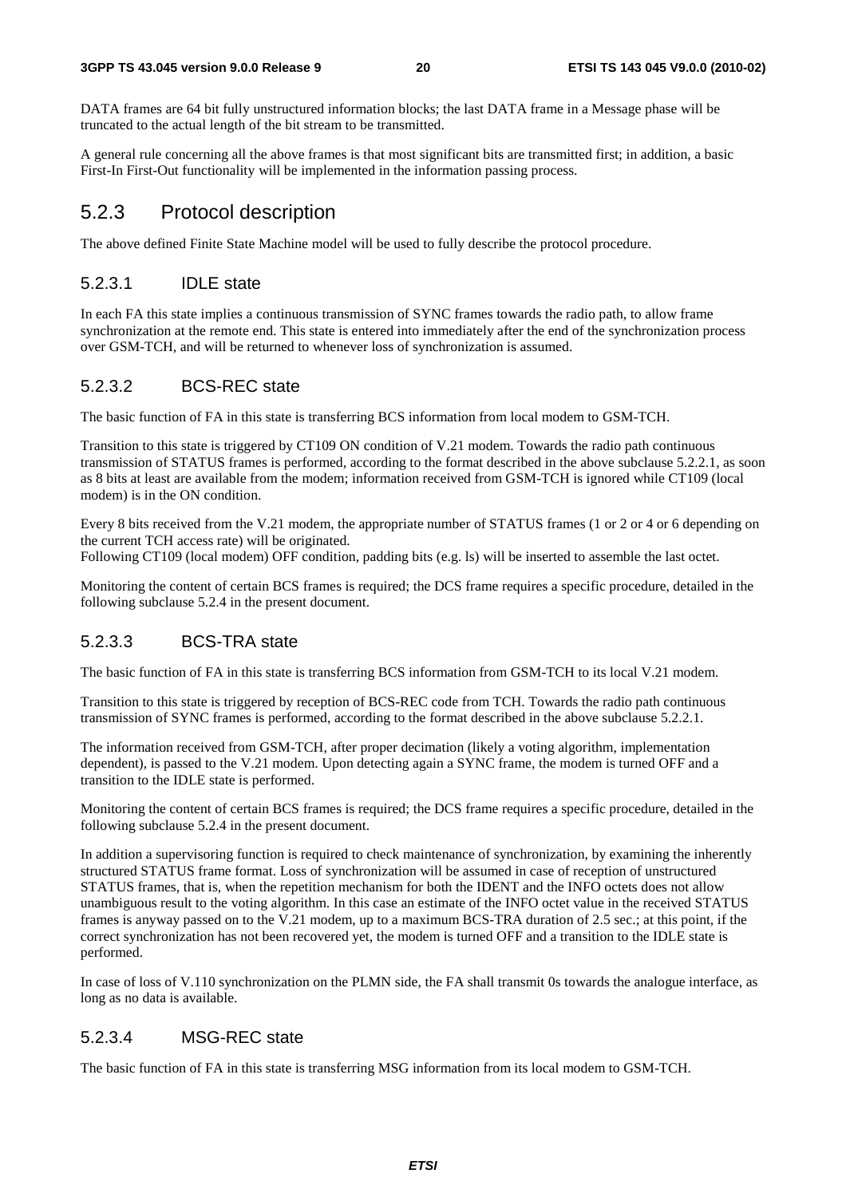DATA frames are 64 bit fully unstructured information blocks; the last DATA frame in a Message phase will be truncated to the actual length of the bit stream to be transmitted.

A general rule concerning all the above frames is that most significant bits are transmitted first; in addition, a basic First-In First-Out functionality will be implemented in the information passing process.

## 5.2.3 Protocol description

The above defined Finite State Machine model will be used to fully describe the protocol procedure.

### 5.2.3.1 IDLE state

In each FA this state implies a continuous transmission of SYNC frames towards the radio path, to allow frame synchronization at the remote end. This state is entered into immediately after the end of the synchronization process over GSM-TCH, and will be returned to whenever loss of synchronization is assumed.

### 5.2.3.2 BCS-REC state

The basic function of FA in this state is transferring BCS information from local modem to GSM-TCH.

Transition to this state is triggered by CT109 ON condition of V.21 modem. Towards the radio path continuous transmission of STATUS frames is performed, according to the format described in the above subclause 5.2.2.1, as soon as 8 bits at least are available from the modem; information received from GSM-TCH is ignored while CT109 (local modem) is in the ON condition.

Every 8 bits received from the V.21 modem, the appropriate number of STATUS frames (1 or 2 or 4 or 6 depending on the current TCH access rate) will be originated.
Following CT109 (local modem) OFF condition, padding bits (e.g. ls) will be inserted to assemble the last octet.

Monitoring the content of certain BCS frames is required; the DCS frame requires a specific procedure, detailed in the following subclause 5.2.4 in the present document.

### 5.2.3.3 BCS-TRA state

The basic function of FA in this state is transferring BCS information from GSM-TCH to its local V.21 modem.

Transition to this state is triggered by reception of BCS-REC code from TCH. Towards the radio path continuous transmission of SYNC frames is performed, according to the format described in the above subclause 5.2.2.1.

The information received from GSM-TCH, after proper decimation (likely a voting algorithm, implementation dependent), is passed to the V.21 modem. Upon detecting again a SYNC frame, the modem is turned OFF and a transition to the IDLE state is performed.

Monitoring the content of certain BCS frames is required; the DCS frame requires a specific procedure, detailed in the following subclause 5.2.4 in the present document.

In addition a supervisoring function is required to check maintenance of synchronization, by examining the inherently structured STATUS frame format. Loss of synchronization will be assumed in case of reception of unstructured STATUS frames, that is, when the repetition mechanism for both the IDENT and the INFO octets does not allow unambiguous result to the voting algorithm. In this case an estimate of the INFO octet value in the received STATUS frames is anyway passed on to the V.21 modem, up to a maximum BCS-TRA duration of 2.5 sec.; at this point, if the correct synchronization has not been recovered yet, the modem is turned OFF and a transition to the IDLE state is performed.

In case of loss of V.110 synchronization on the PLMN side, the FA shall transmit 0s towards the analogue interface, as long as no data is available.

### 5.2.3.4 MSG-REC state

The basic function of FA in this state is transferring MSG information from its local modem to GSM-TCH.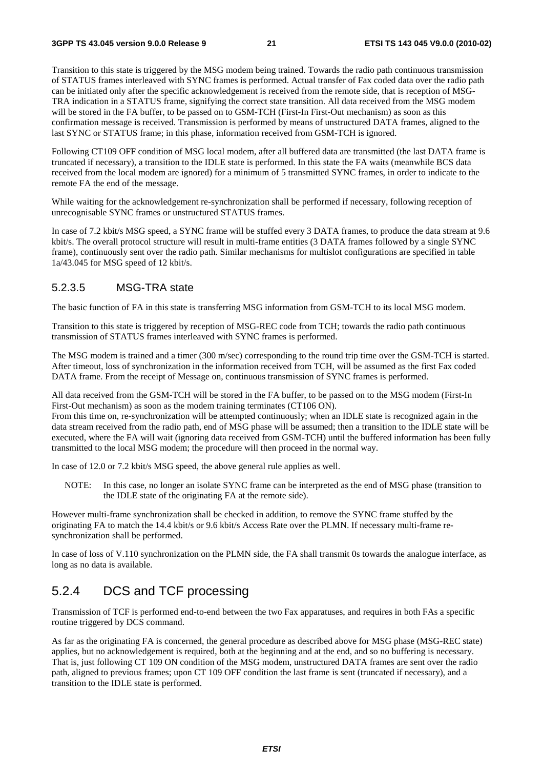Transition to this state is triggered by the MSG modem being trained. Towards the radio path continuous transmission of STATUS frames interleaved with SYNC frames is performed. Actual transfer of Fax coded data over the radio path can be initiated only after the specific acknowledgement is received from the remote side, that is reception of MSG-TRA indication in a STATUS frame, signifying the correct state transition. All data received from the MSG modem will be stored in the FA buffer, to be passed on to GSM-TCH (First-In First-Out mechanism) as soon as this confirmation message is received. Transmission is performed by means of unstructured DATA frames, aligned to the last SYNC or STATUS frame; in this phase, information received from GSM-TCH is ignored.

Following CT109 OFF condition of MSG local modem, after all buffered data are transmitted (the last DATA frame is truncated if necessary), a transition to the IDLE state is performed. In this state the FA waits (meanwhile BCS data received from the local modem are ignored) for a minimum of 5 transmitted SYNC frames, in order to indicate to the remote FA the end of the message.

While waiting for the acknowledgement re-synchronization shall be performed if necessary, following reception of unrecognisable SYNC frames or unstructured STATUS frames.

In case of 7.2 kbit/s MSG speed, a SYNC frame will be stuffed every 3 DATA frames, to produce the data stream at 9.6 kbit/s. The overall protocol structure will result in multi-frame entities (3 DATA frames followed by a single SYNC frame), continuously sent over the radio path. Similar mechanisms for multislot configurations are specified in table 1a/43.045 for MSG speed of 12 kbit/s.

#### 5.2.3.5 MSG-TRA state

The basic function of FA in this state is transferring MSG information from GSM-TCH to its local MSG modem.

Transition to this state is triggered by reception of MSG-REC code from TCH; towards the radio path continuous transmission of STATUS frames interleaved with SYNC frames is performed.

The MSG modem is trained and a timer (300 m/sec) corresponding to the round trip time over the GSM-TCH is started. After timeout, loss of synchronization in the information received from TCH, will be assumed as the first Fax coded DATA frame. From the receipt of Message on, continuous transmission of SYNC frames is performed.

All data received from the GSM-TCH will be stored in the FA buffer, to be passed on to the MSG modem (First-In First-Out mechanism) as soon as the modem training terminates (CT106 ON).
From this time on, re-synchronization will be attempted continuously; when an IDLE state is recognized again in the data stream received from the radio path, end of MSG phase will be assumed; then a transition to the IDLE state will be executed, where the FA will wait (ignoring data received from GSM-TCH) until the buffered information has been fully transmitted to the local MSG modem; the procedure will then proceed in the normal way.

In case of 12.0 or 7.2 kbit/s MSG speed, the above general rule applies as well.

NOTE: In this case, no longer an isolate SYNC frame can be interpreted as the end of MSG phase (transition to the IDLE state of the originating FA at the remote side).

However multi-frame synchronization shall be checked in addition, to remove the SYNC frame stuffed by the originating FA to match the 14.4 kbit/s or 9.6 kbit/s Access Rate over the PLMN. If necessary multi-frame re-synchronization shall be performed.

In case of loss of V.110 synchronization on the PLMN side, the FA shall transmit 0s towards the analogue interface, as long as no data is available.

### 5.2.4 DCS and TCF processing

Transmission of TCF is performed end-to-end between the two Fax apparatuses, and requires in both FAs a specific routine triggered by DCS command.

As far as the originating FA is concerned, the general procedure as described above for MSG phase (MSG-REC state) applies, but no acknowledgement is required, both at the beginning and at the end, and so no buffering is necessary. That is, just following CT 109 ON condition of the MSG modem, unstructured DATA frames are sent over the radio path, aligned to previous frames; upon CT 109 OFF condition the last frame is sent (truncated if necessary), and a transition to the IDLE state is performed.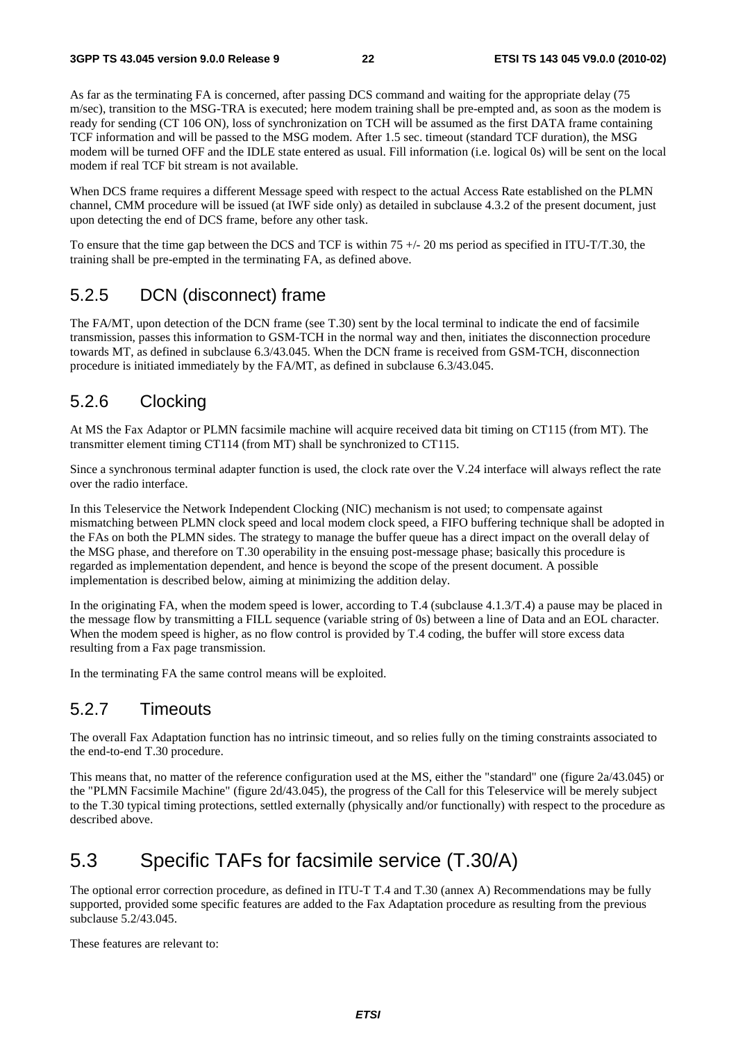As far as the terminating FA is concerned, after passing DCS command and waiting for the appropriate delay (75 m/sec), transition to the MSG-TRA is executed; here modem training shall be pre-empted and, as soon as the modem is ready for sending (CT 106 ON), loss of synchronization on TCH will be assumed as the first DATA frame containing TCF information and will be passed to the MSG modem. After 1.5 sec. timeout (standard TCF duration), the MSG modem will be turned OFF and the IDLE state entered as usual. Fill information (i.e. logical 0s) will be sent on the local modem if real TCF bit stream is not available.

When DCS frame requires a different Message speed with respect to the actual Access Rate established on the PLMN channel, CMM procedure will be issued (at IWF side only) as detailed in subclause 4.3.2 of the present document, just upon detecting the end of DCS frame, before any other task.

To ensure that the time gap between the DCS and TCF is within 75 +/- 20 ms period as specified in ITU-T/T.30, the training shall be pre-empted in the terminating FA, as defined above.

### 5.2.5 DCN (disconnect) frame

The FA/MT, upon detection of the DCN frame (see T.30) sent by the local terminal to indicate the end of facsimile transmission, passes this information to GSM-TCH in the normal way and then, initiates the disconnection procedure towards MT, as defined in subclause 6.3/43.045. When the DCN frame is received from GSM-TCH, disconnection procedure is initiated immediately by the FA/MT, as defined in subclause 6.3/43.045.

### 5.2.6 Clocking

At MS the Fax Adaptor or PLMN facsimile machine will acquire received data bit timing on CT115 (from MT). The transmitter element timing CT114 (from MT) shall be synchronized to CT115.

Since a synchronous terminal adapter function is used, the clock rate over the V.24 interface will always reflect the rate over the radio interface.

In this Teleservice the Network Independent Clocking (NIC) mechanism is not used; to compensate against mismatching between PLMN clock speed and local modem clock speed, a FIFO buffering technique shall be adopted in the FAs on both the PLMN sides. The strategy to manage the buffer queue has a direct impact on the overall delay of the MSG phase, and therefore on T.30 operability in the ensuing post-message phase; basically this procedure is regarded as implementation dependent, and hence is beyond the scope of the present document. A possible implementation is described below, aiming at minimizing the addition delay.

In the originating FA, when the modem speed is lower, according to T.4 (subclause 4.1.3/T.4) a pause may be placed in the message flow by transmitting a FILL sequence (variable string of 0s) between a line of Data and an EOL character. When the modem speed is higher, as no flow control is provided by T.4 coding, the buffer will store excess data resulting from a Fax page transmission.

In the terminating FA the same control means will be exploited.

### 5.2.7 Timeouts

The overall Fax Adaptation function has no intrinsic timeout, and so relies fully on the timing constraints associated to the end-to-end T.30 procedure.

This means that, no matter of the reference configuration used at the MS, either the "standard" one (figure 2a/43.045) or the "PLMN Facsimile Machine" (figure 2d/43.045), the progress of the Call for this Teleservice will be merely subject to the T.30 typical timing protections, settled externally (physically and/or functionally) with respect to the procedure as described above.

## 5.3 Specific TAFs for facsimile service (T.30/A)

The optional error correction procedure, as defined in ITU-T T.4 and T.30 (annex A) Recommendations may be fully supported, provided some specific features are added to the Fax Adaptation procedure as resulting from the previous subclause 5.2/43.045.

These features are relevant to: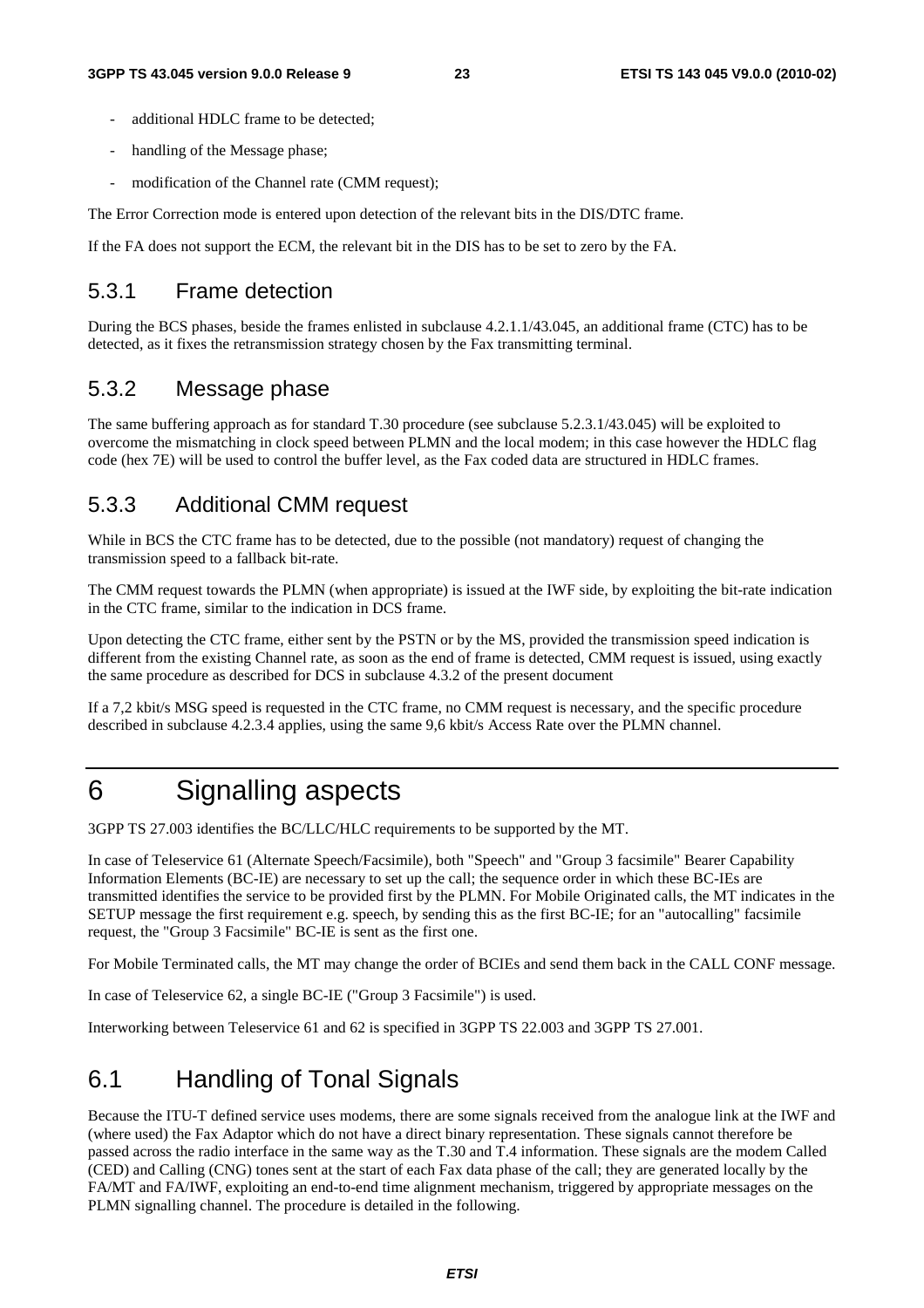- additional HDLC frame to be detected;
- handling of the Message phase;
- modification of the Channel rate (CMM request);

The Error Correction mode is entered upon detection of the relevant bits in the DIS/DTC frame.

If the FA does not support the ECM, the relevant bit in the DIS has to be set to zero by the FA.

### 5.3.1 Frame detection

During the BCS phases, beside the frames enlisted in subclause 4.2.1.1/43.045, an additional frame (CTC) has to be detected, as it fixes the retransmission strategy chosen by the Fax transmitting terminal.

### 5.3.2 Message phase

The same buffering approach as for standard T.30 procedure (see subclause 5.2.3.1/43.045) will be exploited to overcome the mismatching in clock speed between PLMN and the local modem; in this case however the HDLC flag code (hex 7E) will be used to control the buffer level, as the Fax coded data are structured in HDLC frames.

### 5.3.3 Additional CMM request

While in BCS the CTC frame has to be detected, due to the possible (not mandatory) request of changing the transmission speed to a fallback bit-rate.

The CMM request towards the PLMN (when appropriate) is issued at the IWF side, by exploiting the bit-rate indication in the CTC frame, similar to the indication in DCS frame.

Upon detecting the CTC frame, either sent by the PSTN or by the MS, provided the transmission speed indication is different from the existing Channel rate, as soon as the end of frame is detected, CMM request is issued, using exactly the same procedure as described for DCS in subclause 4.3.2 of the present document

If a 7,2 kbit/s MSG speed is requested in the CTC frame, no CMM request is necessary, and the specific procedure described in subclause 4.2.3.4 applies, using the same 9,6 kbit/s Access Rate over the PLMN channel.

# 6 Signalling aspects

3GPP TS 27.003 identifies the BC/LLC/HLC requirements to be supported by the MT.

In case of Teleservice 61 (Alternate Speech/Facsimile), both "Speech" and "Group 3 facsimile" Bearer Capability Information Elements (BC-IE) are necessary to set up the call; the sequence order in which these BC-IEs are transmitted identifies the service to be provided first by the PLMN. For Mobile Originated calls, the MT indicates in the SETUP message the first requirement e.g. speech, by sending this as the first BC-IE; for an "autocalling" facsimile request, the "Group 3 Facsimile" BC-IE is sent as the first one.

For Mobile Terminated calls, the MT may change the order of BCIEs and send them back in the CALL CONF message.

In case of Teleservice 62, a single BC-IE ("Group 3 Facsimile") is used.

Interworking between Teleservice 61 and 62 is specified in 3GPP TS 22.003 and 3GPP TS 27.001.

## 6.1 Handling of Tonal Signals

Because the ITU-T defined service uses modems, there are some signals received from the analogue link at the IWF and (where used) the Fax Adaptor which do not have a direct binary representation. These signals cannot therefore be passed across the radio interface in the same way as the T.30 and T.4 information. These signals are the modem Called (CED) and Calling (CNG) tones sent at the start of each Fax data phase of the call; they are generated locally by the FA/MT and FA/IWF, exploiting an end-to-end time alignment mechanism, triggered by appropriate messages on the PLMN signalling channel. The procedure is detailed in the following.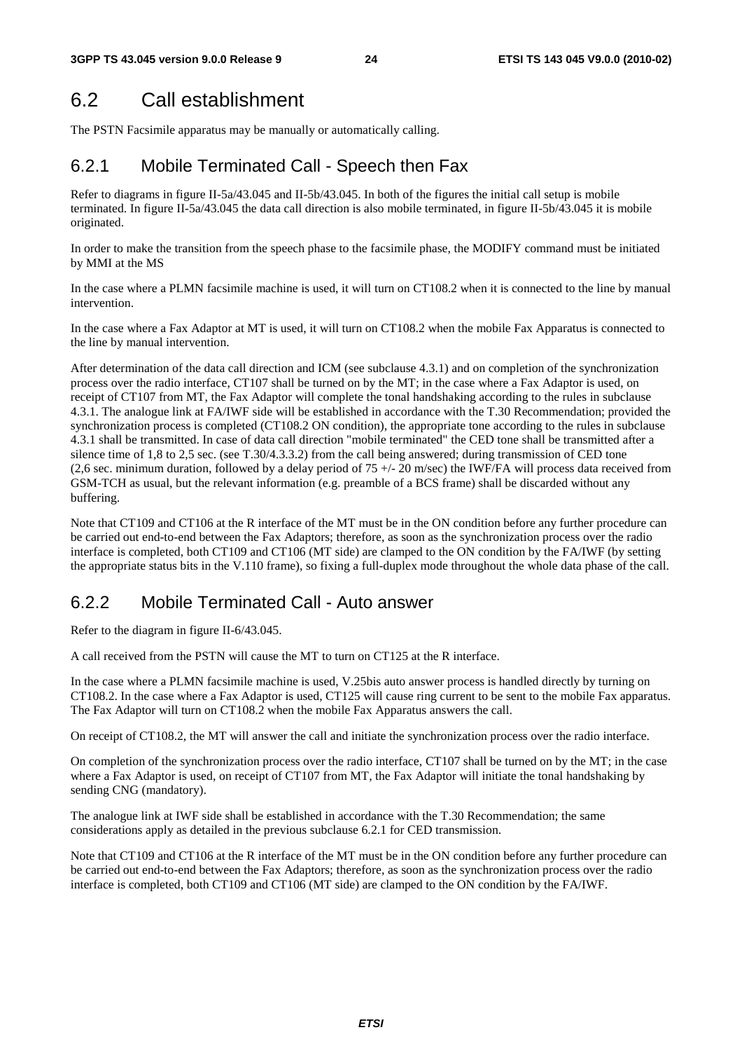## 6.2 Call establishment

The PSTN Facsimile apparatus may be manually or automatically calling.

### 6.2.1 Mobile Terminated Call - Speech then Fax

Refer to diagrams in figure II-5a/43.045 and II-5b/43.045. In both of the figures the initial call setup is mobile terminated. In figure II-5a/43.045 the data call direction is also mobile terminated, in figure II-5b/43.045 it is mobile originated.

In order to make the transition from the speech phase to the facsimile phase, the MODIFY command must be initiated by MMI at the MS

In the case where a PLMN facsimile machine is used, it will turn on CT108.2 when it is connected to the line by manual intervention.

In the case where a Fax Adaptor at MT is used, it will turn on CT108.2 when the mobile Fax Apparatus is connected to the line by manual intervention.

After determination of the data call direction and ICM (see subclause 4.3.1) and on completion of the synchronization process over the radio interface, CT107 shall be turned on by the MT; in the case where a Fax Adaptor is used, on receipt of CT107 from MT, the Fax Adaptor will complete the tonal handshaking according to the rules in subclause 4.3.1. The analogue link at FA/IWF side will be established in accordance with the T.30 Recommendation; provided the synchronization process is completed (CT108.2 ON condition), the appropriate tone according to the rules in subclause 4.3.1 shall be transmitted. In case of data call direction "mobile terminated" the CED tone shall be transmitted after a silence time of 1,8 to 2,5 sec. (see T.30/4.3.3.2) from the call being answered; during transmission of CED tone (2,6 sec. minimum duration, followed by a delay period of 75 +/- 20 m/sec) the IWF/FA will process data received from GSM-TCH as usual, but the relevant information (e.g. preamble of a BCS frame) shall be discarded without any buffering.

Note that CT109 and CT106 at the R interface of the MT must be in the ON condition before any further procedure can be carried out end-to-end between the Fax Adaptors; therefore, as soon as the synchronization process over the radio interface is completed, both CT109 and CT106 (MT side) are clamped to the ON condition by the FA/IWF (by setting the appropriate status bits in the V.110 frame), so fixing a full-duplex mode throughout the whole data phase of the call.

### 6.2.2 Mobile Terminated Call - Auto answer

Refer to the diagram in figure II-6/43.045.

A call received from the PSTN will cause the MT to turn on CT125 at the R interface.

In the case where a PLMN facsimile machine is used, V.25bis auto answer process is handled directly by turning on CT108.2. In the case where a Fax Adaptor is used, CT125 will cause ring current to be sent to the mobile Fax apparatus. The Fax Adaptor will turn on CT108.2 when the mobile Fax Apparatus answers the call.

On receipt of CT108.2, the MT will answer the call and initiate the synchronization process over the radio interface.

On completion of the synchronization process over the radio interface, CT107 shall be turned on by the MT; in the case where a Fax Adaptor is used, on receipt of CT107 from MT, the Fax Adaptor will initiate the tonal handshaking by sending CNG (mandatory).

The analogue link at IWF side shall be established in accordance with the T.30 Recommendation; the same considerations apply as detailed in the previous subclause 6.2.1 for CED transmission.

Note that CT109 and CT106 at the R interface of the MT must be in the ON condition before any further procedure can be carried out end-to-end between the Fax Adaptors; therefore, as soon as the synchronization process over the radio interface is completed, both CT109 and CT106 (MT side) are clamped to the ON condition by the FA/IWF.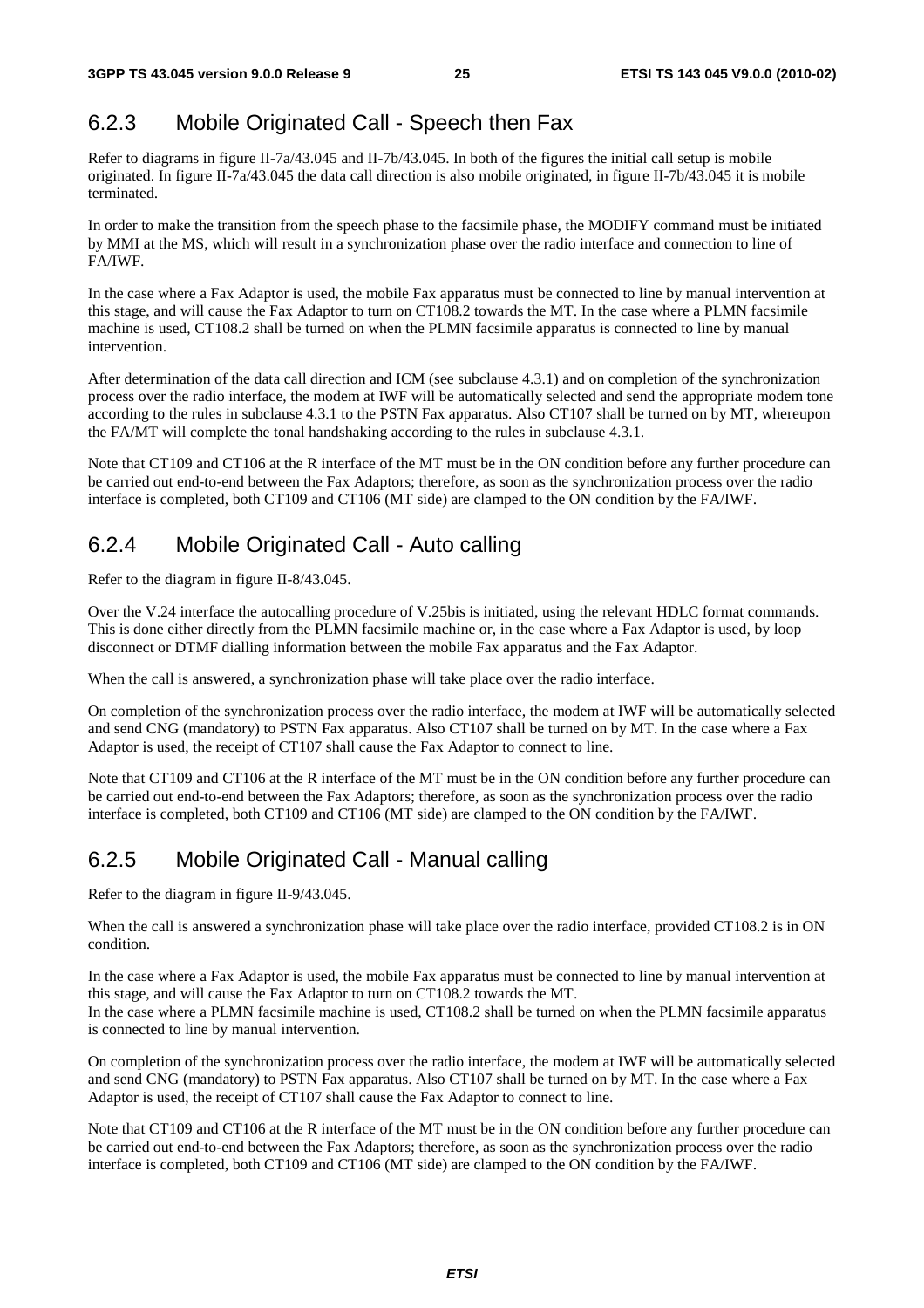## 6.2.3 Mobile Originated Call - Speech then Fax

Refer to diagrams in figure II-7a/43.045 and II-7b/43.045. In both of the figures the initial call setup is mobile originated. In figure II-7a/43.045 the data call direction is also mobile originated, in figure II-7b/43.045 it is mobile terminated.

In order to make the transition from the speech phase to the facsimile phase, the MODIFY command must be initiated by MMI at the MS, which will result in a synchronization phase over the radio interface and connection to line of FA/IWF.

In the case where a Fax Adaptor is used, the mobile Fax apparatus must be connected to line by manual intervention at this stage, and will cause the Fax Adaptor to turn on CT108.2 towards the MT. In the case where a PLMN facsimile machine is used, CT108.2 shall be turned on when the PLMN facsimile apparatus is connected to line by manual intervention.

After determination of the data call direction and ICM (see subclause 4.3.1) and on completion of the synchronization process over the radio interface, the modem at IWF will be automatically selected and send the appropriate modem tone according to the rules in subclause 4.3.1 to the PSTN Fax apparatus. Also CT107 shall be turned on by MT, whereupon the FA/MT will complete the tonal handshaking according to the rules in subclause 4.3.1.

Note that CT109 and CT106 at the R interface of the MT must be in the ON condition before any further procedure can be carried out end-to-end between the Fax Adaptors; therefore, as soon as the synchronization process over the radio interface is completed, both CT109 and CT106 (MT side) are clamped to the ON condition by the FA/IWF.

## 6.2.4 Mobile Originated Call - Auto calling

Refer to the diagram in figure II-8/43.045.

Over the V.24 interface the autocalling procedure of V.25bis is initiated, using the relevant HDLC format commands. This is done either directly from the PLMN facsimile machine or, in the case where a Fax Adaptor is used, by loop disconnect or DTMF dialling information between the mobile Fax apparatus and the Fax Adaptor.

When the call is answered, a synchronization phase will take place over the radio interface.

On completion of the synchronization process over the radio interface, the modem at IWF will be automatically selected and send CNG (mandatory) to PSTN Fax apparatus. Also CT107 shall be turned on by MT. In the case where a Fax Adaptor is used, the receipt of CT107 shall cause the Fax Adaptor to connect to line.

Note that CT109 and CT106 at the R interface of the MT must be in the ON condition before any further procedure can be carried out end-to-end between the Fax Adaptors; therefore, as soon as the synchronization process over the radio interface is completed, both CT109 and CT106 (MT side) are clamped to the ON condition by the FA/IWF.

## 6.2.5 Mobile Originated Call - Manual calling

Refer to the diagram in figure II-9/43.045.

When the call is answered a synchronization phase will take place over the radio interface, provided CT108.2 is in ON condition.

In the case where a Fax Adaptor is used, the mobile Fax apparatus must be connected to line by manual intervention at this stage, and will cause the Fax Adaptor to turn on CT108.2 towards the MT.
In the case where a PLMN facsimile machine is used, CT108.2 shall be turned on when the PLMN facsimile apparatus is connected to line by manual intervention.

On completion of the synchronization process over the radio interface, the modem at IWF will be automatically selected and send CNG (mandatory) to PSTN Fax apparatus. Also CT107 shall be turned on by MT. In the case where a Fax Adaptor is used, the receipt of CT107 shall cause the Fax Adaptor to connect to line.

Note that CT109 and CT106 at the R interface of the MT must be in the ON condition before any further procedure can be carried out end-to-end between the Fax Adaptors; therefore, as soon as the synchronization process over the radio interface is completed, both CT109 and CT106 (MT side) are clamped to the ON condition by the FA/IWF.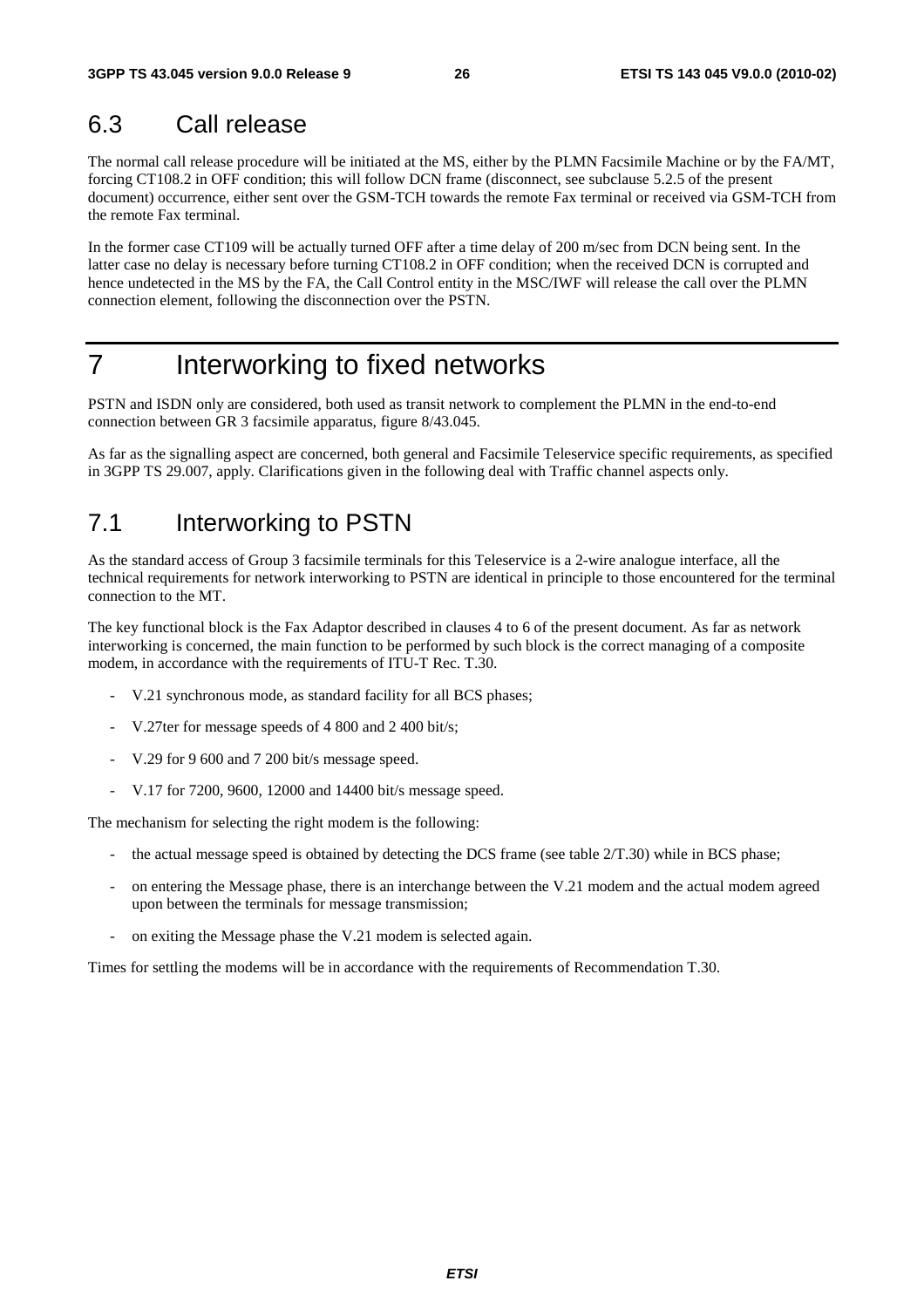## 6.3 Call release

The normal call release procedure will be initiated at the MS, either by the PLMN Facsimile Machine or by the FA/MT, forcing CT108.2 in OFF condition; this will follow DCN frame (disconnect, see subclause 5.2.5 of the present document) occurrence, either sent over the GSM-TCH towards the remote Fax terminal or received via GSM-TCH from the remote Fax terminal.

In the former case CT109 will be actually turned OFF after a time delay of 200 m/sec from DCN being sent. In the latter case no delay is necessary before turning CT108.2 in OFF condition; when the received DCN is corrupted and hence undetected in the MS by the FA, the Call Control entity in the MSC/IWF will release the call over the PLMN connection element, following the disconnection over the PSTN.

# 7 Interworking to fixed networks

PSTN and ISDN only are considered, both used as transit network to complement the PLMN in the end-to-end connection between GR 3 facsimile apparatus, figure 8/43.045.

As far as the signalling aspect are concerned, both general and Facsimile Teleservice specific requirements, as specified in 3GPP TS 29.007, apply. Clarifications given in the following deal with Traffic channel aspects only.

## 7.1 Interworking to PSTN

As the standard access of Group 3 facsimile terminals for this Teleservice is a 2-wire analogue interface, all the technical requirements for network interworking to PSTN are identical in principle to those encountered for the terminal connection to the MT.

The key functional block is the Fax Adaptor described in clauses 4 to 6 of the present document. As far as network interworking is concerned, the main function to be performed by such block is the correct managing of a composite modem, in accordance with the requirements of ITU-T Rec. T.30.

- V.21 synchronous mode, as standard facility for all BCS phases;
- V.27ter for message speeds of 4 800 and 2 400 bit/s;
- V.29 for 9 600 and 7 200 bit/s message speed.
- V.17 for 7200, 9600, 12000 and 14400 bit/s message speed.

The mechanism for selecting the right modem is the following:

- the actual message speed is obtained by detecting the DCS frame (see table 2/T.30) while in BCS phase;
- on entering the Message phase, there is an interchange between the V.21 modem and the actual modem agreed upon between the terminals for message transmission;
- on exiting the Message phase the V.21 modem is selected again.

Times for settling the modems will be in accordance with the requirements of Recommendation T.30.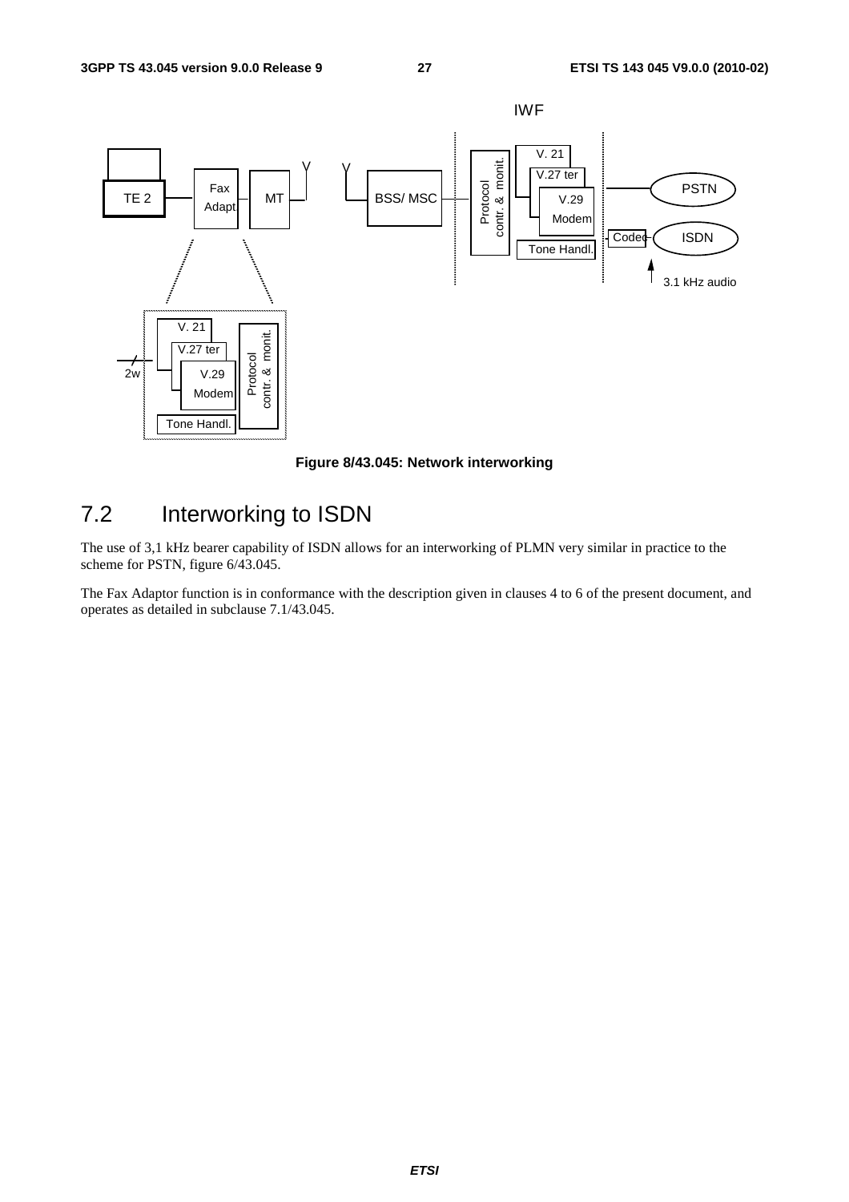IWF

TE 2

Fax Adapt.

MT

BSS/ MSC

Protocol contr. & monit.

V. 21

V.27 ter

V.29 Modem

Tone Handl.

PSTN

Codec

ISDN

3.1 kHz audio

2w

V. 21

V.27 ter

V.29 Modem

Tone Handl.

Protocol contr. & monit.

**Figure 8/43.045: Network interworking**

## 7.2 Interworking to ISDN

The use of 3,1 kHz bearer capability of ISDN allows for an interworking of PLMN very similar in practice to the scheme for PSTN, figure 6/43.045.

The Fax Adaptor function is in conformance with the description given in clauses 4 to 6 of the present document, and operates as detailed in subclause 7.1/43.045.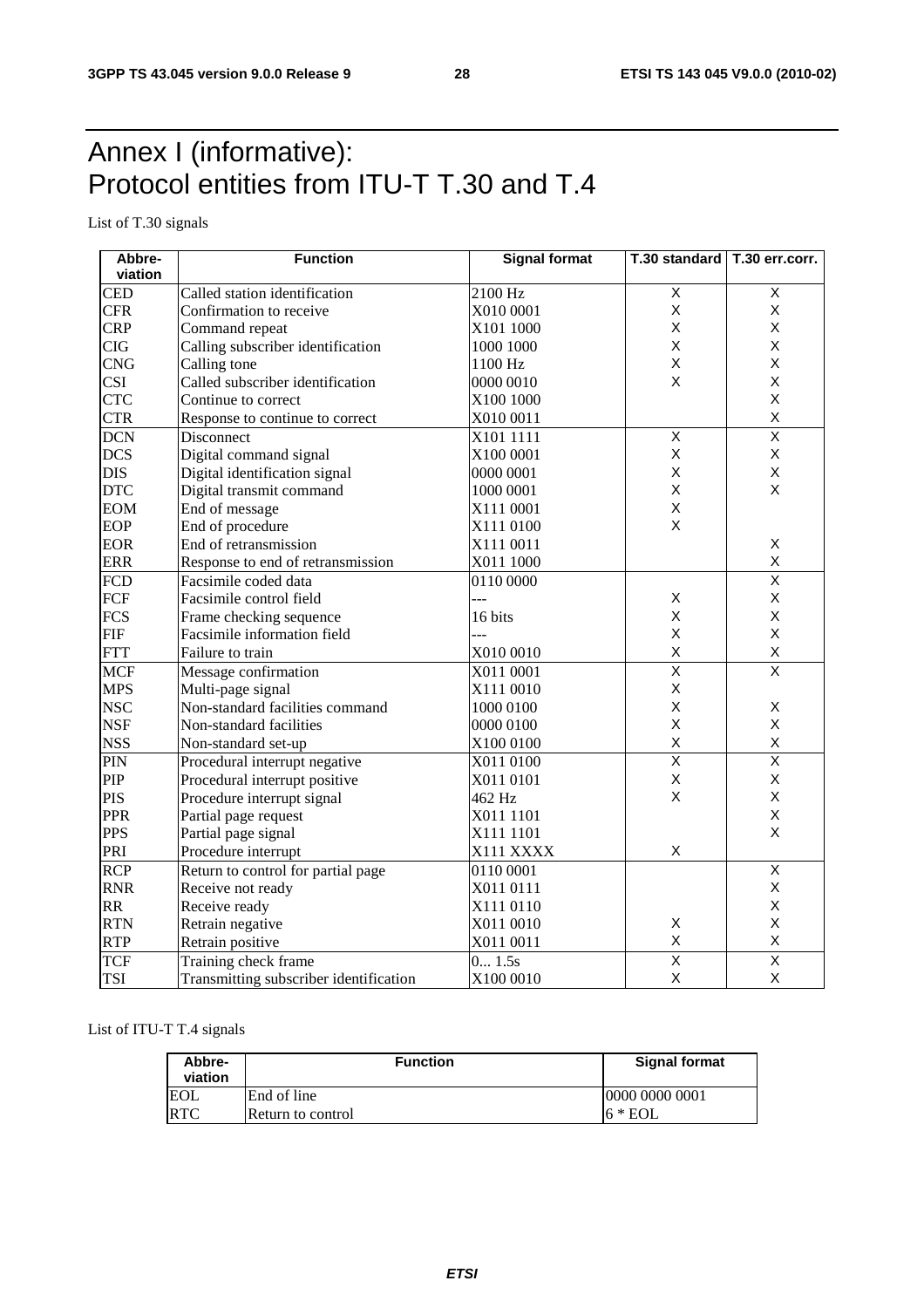# Annex I (informative): Protocol entities from ITU-T T.30 and T.4

List of T.30 signals

| Abbre-viation | Function | Signal format | T.30 standard | T.30 err.corr. |
|---|---|---|---|---|
| CED | Called station identification | 2100 Hz | X | X |
| CFR | Confirmation to receive | X010 0001 | X | X |
| CRP | Command repeat | X101 1000 | X | X |
| CIG | Calling subscriber identification | 1000 1000 | X | X |
| CNG | Calling tone | 1100 Hz | X | X |
| CSI | Called subscriber identification | 0000 0010 | X | X |
| CTC | Continue to correct | X100 1000 | | X |
| CTR | Response to continue to correct | X010 0011 | | X |
| DCN | Disconnect | X101 1111 | X | X |
| DCS | Digital command signal | X100 0001 | X | X |
| DIS | Digital identification signal | 0000 0001 | X | X |
| DTC | Digital transmit command | 1000 0001 | X | X |
| EOM | End of message | X111 0001 | X | |
| EOP | End of procedure | X111 0100 | X | |
| EOR | End of retransmission | X111 0011 | | X |
| ERR | Response to end of retransmission | X011 1000 | | X |
| FCD | Facsimile coded data | 0110 0000 | | X |
| FCF | Facsimile control field | --- | X | X |
| FCS | Frame checking sequence | 16 bits | X | X |
| FIF | Facsimile information field | --- | X | X |
| FTT | Failure to train | X010 0010 | X | X |
| MCF | Message confirmation | X011 0001 | X | X |
| MPS | Multi-page signal | X111 0010 | X | |
| NSC | Non-standard facilities command | 1000 0100 | X | X |
| NSF | Non-standard facilities | 0000 0100 | X | X |
| NSS | Non-standard set-up | X100 0100 | X | X |
| PIN | Procedural interrupt negative | X011 0100 | X | X |
| PIP | Procedural interrupt positive | X011 0101 | X | X |
| PIS | Procedure interrupt signal | 462 Hz | X | X |
| PPR | Partial page request | X011 1101 | | X |
| PPS | Partial page signal | X111 1101 | | X |
| PRI | Procedure interrupt | X111 XXXX | X | |
| RCP | Return to control for partial page | 0110 0001 | | X |
| RNR | Receive not ready | X011 0111 | | X |
| RR | Receive ready | X111 0110 | | X |
| RTN | Retrain negative | X011 0010 | X | X |
| RTP | Retrain positive | X011 0011 | X | X |
| TCF | Training check frame | 0... 1.5s | X | X |
| TSI | Transmitting subscriber identification | X100 0010 | X | X |

List of ITU-T T.4 signals

| Abbre-viation | Function | Signal format |
|---|---|---|
| EOL | End of line | 0000 0000 0001 |
| RTC | Return to control | 6 * EOL |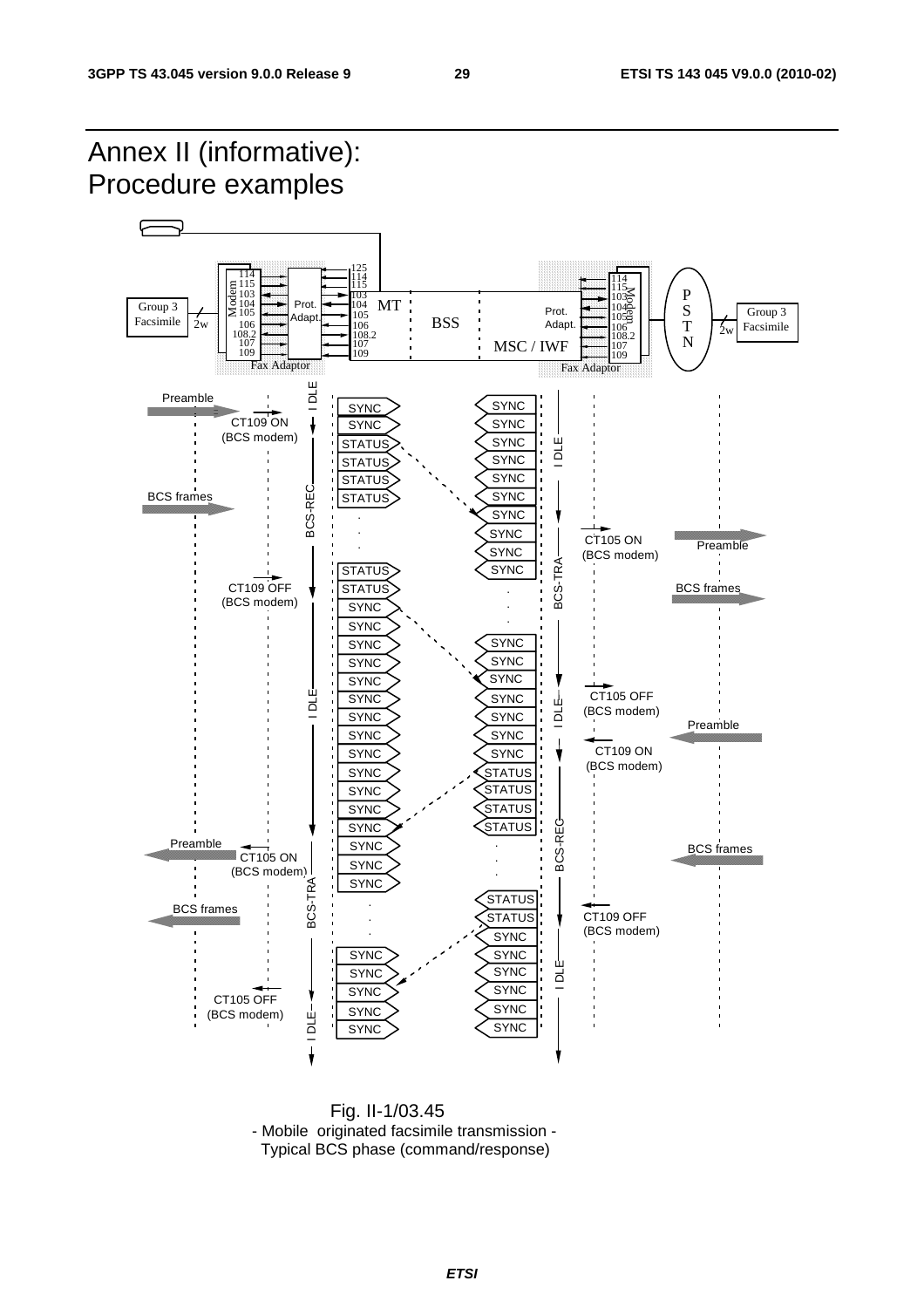# Annex II (informative): Procedure examples

Group 3 Facsimile
2w
Modem
114
115
103
104
105
106
108.2
107
109
Prot. Adapt.
Fax Adaptor
125
114
115
103
104
105
106
108.2
107
109
MT
BSS
MSC / IWF
Prot. Adapt.
Modem
114
115
103
104
105
106
108.2
107
109
Fax Adaptor
PSTN
2w
Group 3 Facsimile

Preamble
CT109 ON (BCS modem)
BCS frames
CT109 OFF (BCS modem)
IDLE
BCS-REC
IDLE
BCS-TRA
IDLE
SYNC
STATUS
CT105 ON (BCS modem)
Preamble
BCS frames
CT105 OFF (BCS modem)
Preamble
CT109 ON (BCS modem)
BCS frames
CT109 OFF (BCS modem)
BCS-TRA
IDLE
BCS-REC
IDLE
Preamble
CT105 ON (BCS modem)
BCS frames
CT105 OFF (BCS modem)

Fig. II-1/03.45
- Mobile originated facsimile transmission -
Typical BCS phase (command/response)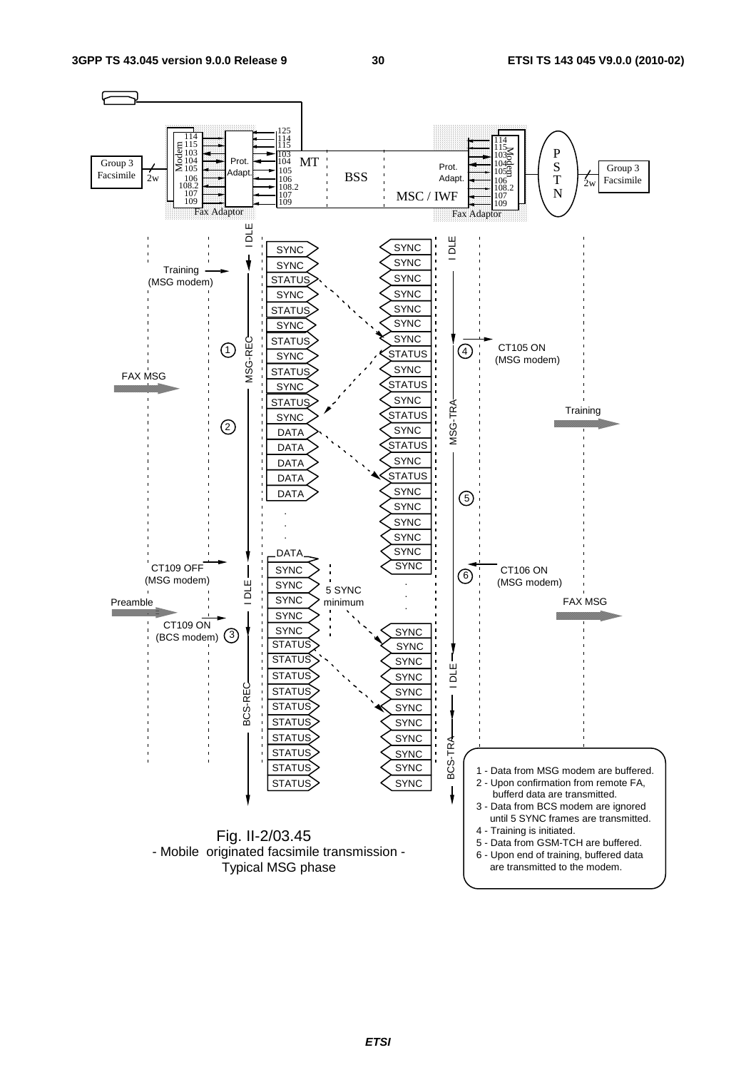Group 3 Facsimile

2w

Modem

114
115
103
104
105
106
108.2
107
109

Prot. Adapt.

125
114
115
103
104
105
106
108.2
107
109

Fax Adaptor

MT

BSS

Prot. Adapt.

MSC / IWF

Modem

114
115
103
104
105
106
108.2
107
109

Fax Adaptor

P S T N

2w

Group 3 Facsimile

I DLE

SYNC
SYNC
STATUS
SYNC
STATUS
SYNC
STATUS
SYNC
STATUS
SYNC
STATUS
SYNC
DATA
DATA
DATA
DATA
DATA
.
.
.
DATA
SYNC
SYNC
SYNC
SYNC
SYNC
STATUS
STATUS
STATUS
STATUS
STATUS
STATUS
STATUS
STATUS
STATUS
STATUS

SYNC
SYNC
SYNC
SYNC
SYNC
SYNC
SYNC
STATUS
SYNC
STATUS
SYNC
STATUS
SYNC
STATUS
SYNC
STATUS
SYNC
SYNC
SYNC
SYNC
SYNC
SYNC
.
.
.
SYNC
SYNC
SYNC
SYNC
SYNC
SYNC
SYNC
SYNC
SYNC
SYNC
SYNC

I DLE

Training (MSG modem)

1

MSG-REC

FAX MSG

2

CT109 OFF (MSG modem)

I DLE

Preamble

CT109 ON (BCS modem)

3

BCS-REC

5 SYNC minimum

4

CT105 ON (MSG modem)

MSG-TRA

Training

5

6

CT106 ON (MSG modem)

FAX MSG

I DLE

BCS-TRA

1 - Data from MSG modem are buffered.
2 - Upon confirmation from remote FA, bufferd data are transmitted.
3 - Data from BCS modem are ignored until 5 SYNC frames are transmitted.
4 - Training is initiated.
5 - Data from GSM-TCH are buffered.
6 - Upon end of training, buffered data are transmitted to the modem.

Fig. II-2/03.45
- Mobile originated facsimile transmission -
Typical MSG phase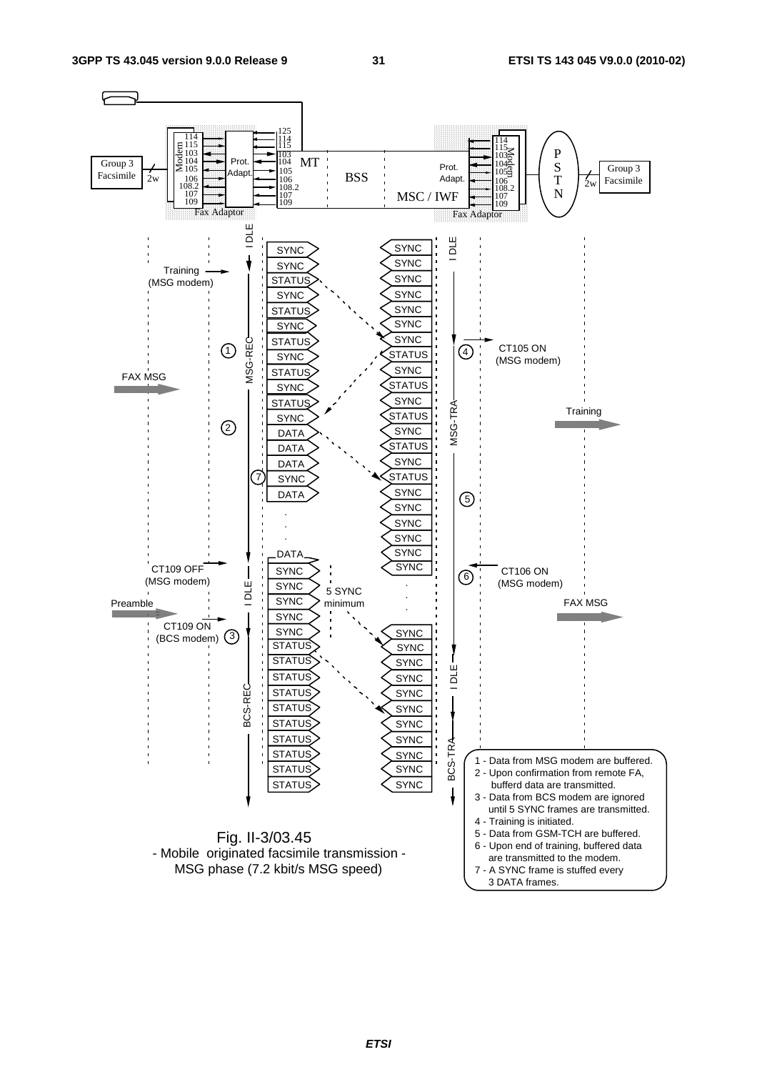Group 3 Facsimile

2w

Modem

114
115
103
104
105
106
108.2
107
109

Prot. Adapt.

125
114
115
103
104
105
106
108.2
107
109

MT

BSS

MSC / IWF

Prot. Adapt.

Fax Adaptor

Modem

P S T N

2w

Group 3 Facsimile

Fax Adaptor

I DLE

MSG-REC

I DLE

BCS-REC

Training (MSG modem)

FAX MSG

CT109 OFF (MSG modem)

Preamble

CT109 ON (BCS modem)

I DLE

MSG-TRA

I DLE

BCS-TRA

CT105 ON (MSG modem)

Training

CT106 ON (MSG modem)

FAX MSG

5 SYNC minimum

1 - Data from MSG modem are buffered.
2 - Upon confirmation from remote FA, bufferd data are transmitted.
3 - Data from BCS modem are ignored until 5 SYNC frames are transmitted.
4 - Training is initiated.
5 - Data from GSM-TCH are buffered.
6 - Upon end of training, buffered data are transmitted to the modem.
7 - A SYNC frame is stuffed every 3 DATA frames.

Fig. II-3/03.45
- Mobile originated facsimile transmission -
MSG phase (7.2 kbit/s MSG speed)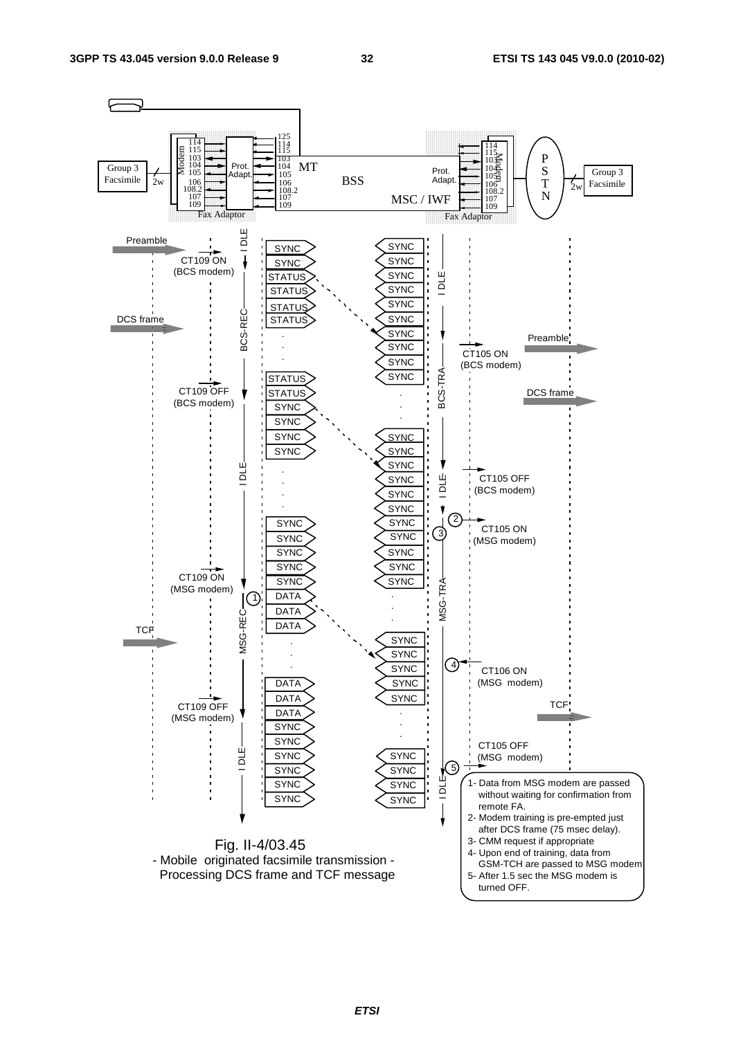Group 3 Facsimile

2w

Modem

114
115
103
104
105
106
108.2
107
109

Prot. Adapt.

125
114
115
103
104
105
106
108.2
107
109

Fax Adaptor

MT

BSS

MSC / IWF

Prot. Adapt.

Modem

114
115
103
104
105
106
108.2
107
109

Fax Adaptor

PSTN

2w

Group 3 Facsimile

Preamble

CT109 ON (BCS modem)

DCS frame

CT109 OFF (BCS modem)

CT109 ON (MSG modem)

TCF

CT109 OFF (MSG modem)

IDLE

BCS-REC

IDLE

MSG-REC

IDLE

SYNC
SYNC
STATUS
STATUS
STATUS
STATUS
STATUS
STATUS
SYNC
SYNC
SYNC
SYNC
SYNC
SYNC
SYNC
SYNC
SYNC
DATA
DATA
DATA
DATA
DATA
DATA
SYNC
SYNC
SYNC
SYNC
SYNC
SYNC

IDLE

BCS-TRA

IDLE

MSG-TRA

IDLE

Preamble

CT105 ON (BCS modem)

DCS frame

CT105 OFF (BCS modem)

CT105 ON (MSG modem)

CT106 ON (MSG modem)

TCF

CT105 OFF (MSG modem)

1- Data from MSG modem are passed without waiting for confirmation from remote FA.
2- Modem training is pre-empted just after DCS frame (75 msec delay).
3- CMM request if appropriate
4- Upon end of training, data from GSM-TCH are passed to MSG modem
5- After 1.5 sec the MSG modem is turned OFF.

Fig. II-4/03.45
- Mobile originated facsimile transmission -
Processing DCS frame and TCF message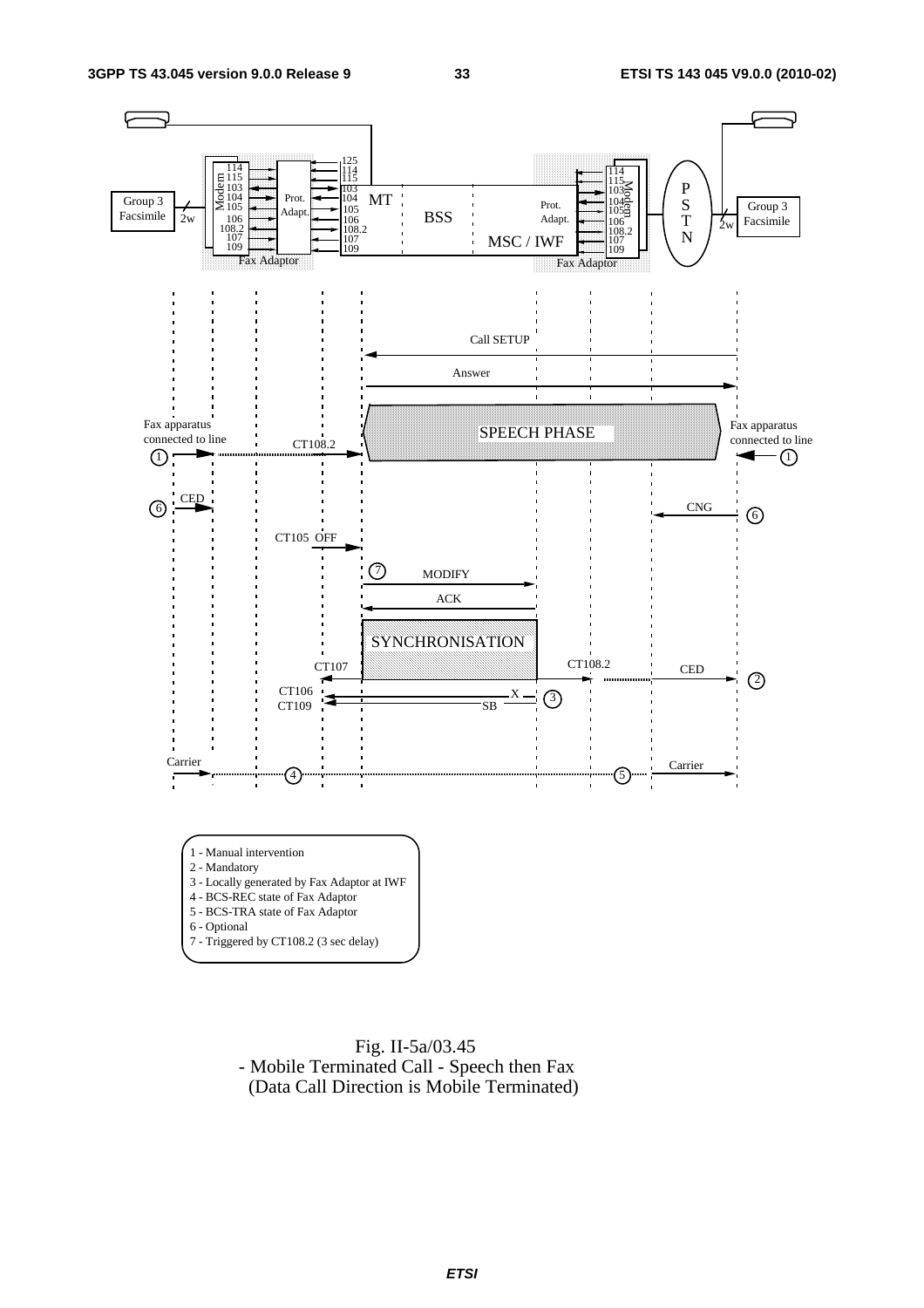Group 3 Facsimile

2w

Modem

114
115
103
104
105
106
108.2
107
109

Prot. Adapt.

Fax Adaptor

125
114
115
103
104
105
106
108.2
107
109

MT

BSS

MSC / IWF

Prot. Adapt.

Modem

114
115
103
104
105
106
108.2
107
109

Fax Adaptor

PSTN

2w

Group 3 Facsimile

Call SETUP

Answer

Fax apparatus connected to line

1

CT108.2

SPEECH PHASE

Fax apparatus connected to line

1

6

CED

CNG

6

CT105 OFF

7

MODIFY

ACK

SYNCHRONISATION

CT107

CT108.2

CED

2

CT106

CT109

X

SB

3

Carrier

4

5

Carrier

1 - Manual intervention
2 - Mandatory
3 - Locally generated by Fax Adaptor at IWF
4 - BCS-REC state of Fax Adaptor
5 - BCS-TRA state of Fax Adaptor
6 - Optional
7 - Triggered by CT108.2 (3 sec delay)

Fig. II-5a/03.45
- Mobile Terminated Call - Speech then Fax
(Data Call Direction is Mobile Terminated)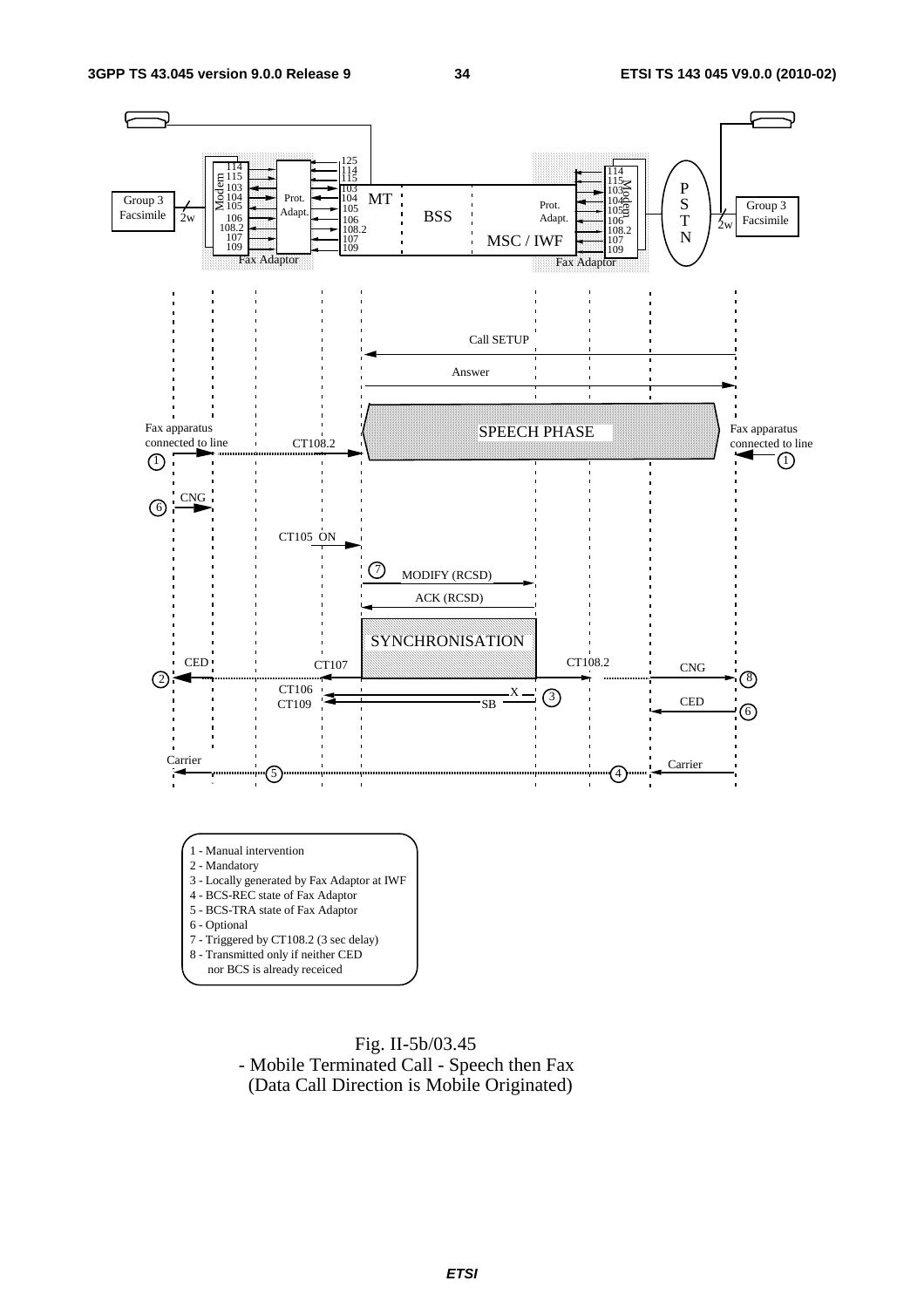1 - Manual intervention
2 - Mandatory
3 - Locally generated by Fax Adaptor at IWF
4 - BCS-REC state of Fax Adaptor
5 - BCS-TRA state of Fax Adaptor
6 - Optional
7 - Triggered by CT108.2 (3 sec delay)
8 - Transmitted only if neither CED nor BCS is already receiced

Fig. II-5b/03.45
- Mobile Terminated Call - Speech then Fax
(Data Call Direction is Mobile Originated)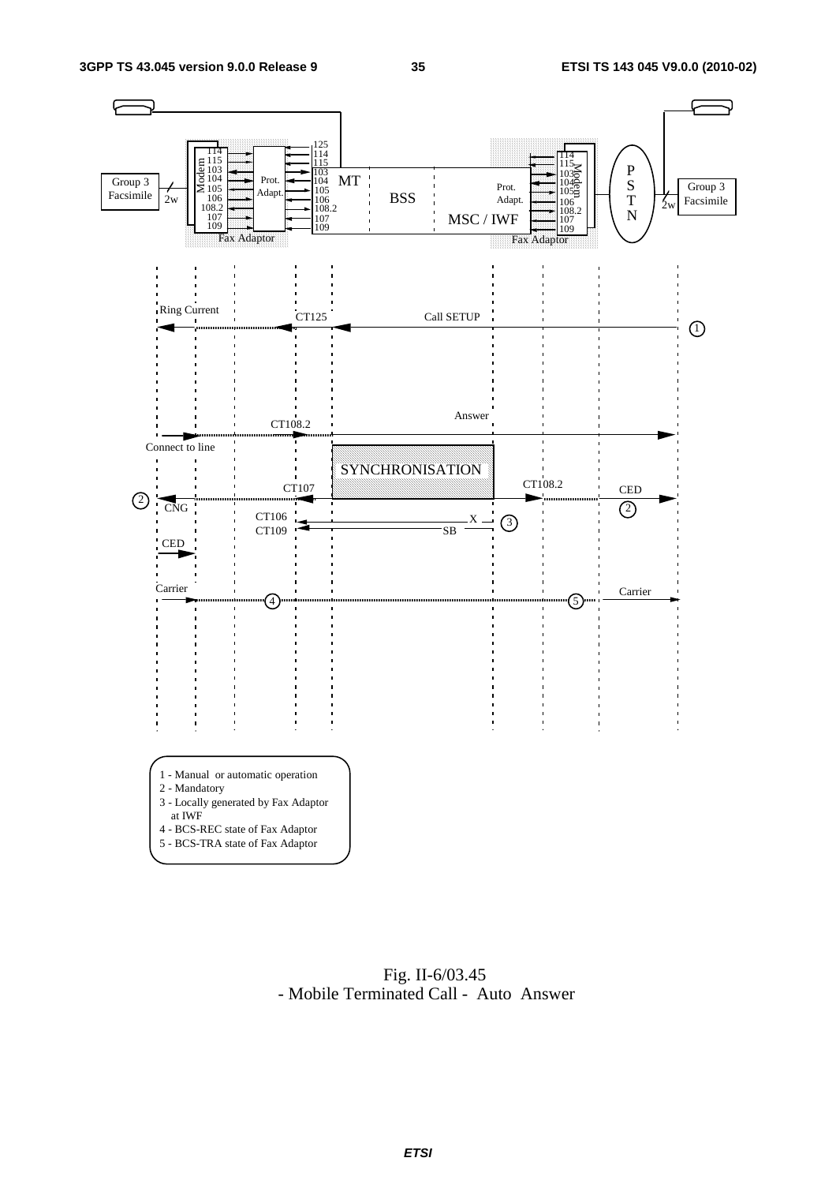Group 3 Facsimile

2w

Modem

114
115
103
104
105
106
108.2
107
109

Prot. Adapt.

125
114
115
103
104
105
106
108.2
107
109

Fax Adaptor

MT

BSS

MSC / IWF

Prot. Adapt.

114
115
103
104
105
106
108.2
107
109

Modem

Fax Adaptor

PSTN

2w

Group 3 Facsimile

Ring Current

CT125

Call SETUP

1

Answer

CT108.2

Connect to line

SYNCHRONISATION

CT107

CT108.2

CED

2

CNG

2

CT106

X

3

CT109

SB

CED

Carrier

4

5

Carrier

1 - Manual or automatic operation
2 - Mandatory
3 - Locally generated by Fax Adaptor at IWF
4 - BCS-REC state of Fax Adaptor
5 - BCS-TRA state of Fax Adaptor

Fig. II-6/03.45
- Mobile Terminated Call - Auto Answer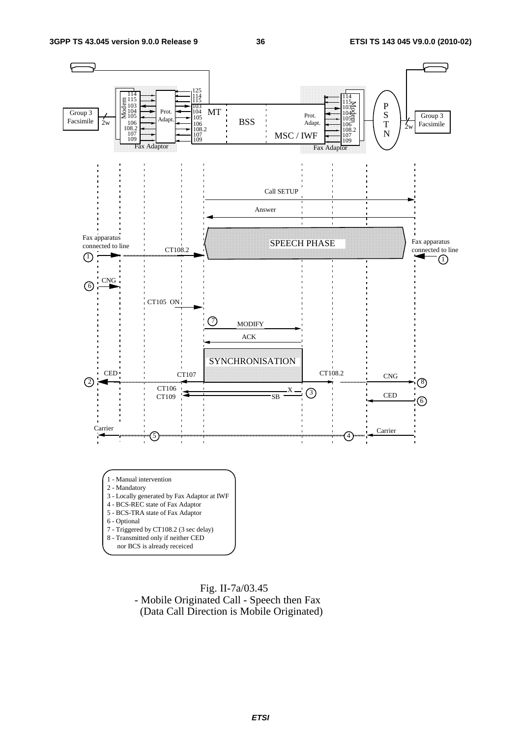Group 3 Facsimile

2w

Modem

114
115
103
104
105
106
108.2
107
109

Prot. Adapt.

125
114
115
103
104
105
106
108.2
107
109

Fax Adaptor

MT

BSS

MSC / IWF

Prot. Adapt.

Modem

114
115
103
104
105
106
108.2
107
109

Fax Adaptor

PSTN

2w

Group 3 Facsimile

Call SETUP

Answer

Fax apparatus connected to line 1

CT108.2

SPEECH PHASE

Fax apparatus connected to line 1

6 CNG

CT105 ON

7 MODIFY

ACK

SYNCHRONISATION

2 CED

CT107

CT108.2

CNG 8

CT106

CT109

X

SB

3

CED 6

Carrier

5

4

Carrier

1 - Manual intervention
2 - Mandatory
3 - Locally generated by Fax Adaptor at IWF
4 - BCS-REC state of Fax Adaptor
5 - BCS-TRA state of Fax Adaptor
6 - Optional
7 - Triggered by CT108.2 (3 sec delay)
8 - Transmitted only if neither CED nor BCS is already receiced

Fig. II-7a/03.45
- Mobile Originated Call - Speech then Fax
(Data Call Direction is Mobile Originated)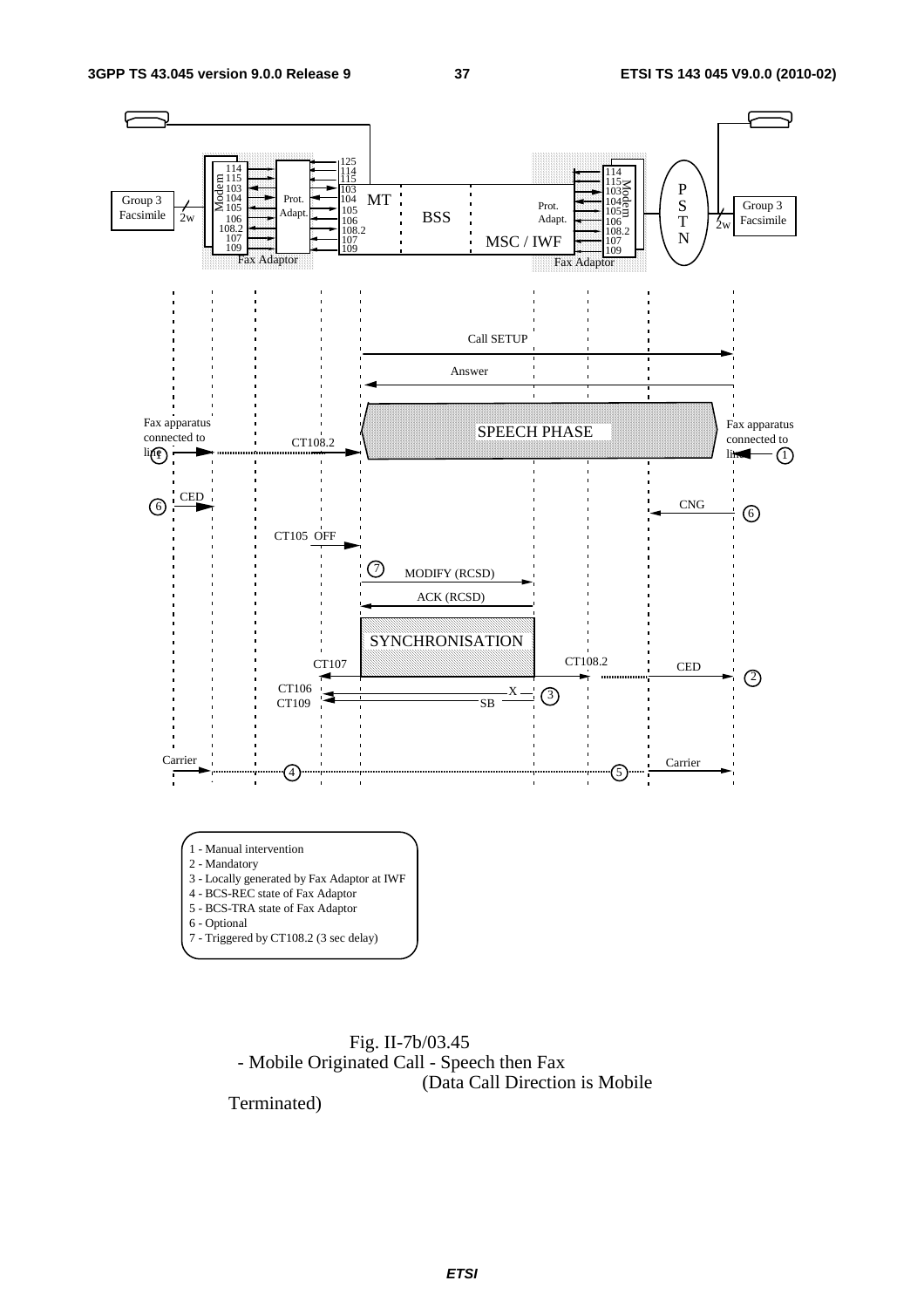Group 3 Facsimile

2w

Modem

114
115
103
104
105
106
108.2
107
109

Prot. Adapt.

Fax Adaptor

125
114
115
103
104
105
106
108.2
107
109

MT

BSS

MSC / IWF

Prot. Adapt.

114
115
103
104
105
106
108.2
107
109

Modem

Fax Adaptor

P S T N

2w

Group 3 Facsimile

Call SETUP

Answer

Fax apparatus connected to line (1)

CT108.2

SPEECH PHASE

Fax apparatus connected to line (1)

(6) CED

CNG (6)

CT105 OFF

(7) MODIFY (RCSD)

ACK (RCSD)

SYNCHRONISATION

CT107

CT108.2

CED (2)

CT106

CT109

X

SB

(3)

Carrier

(4)

(5)

Carrier

1 - Manual intervention
2 - Mandatory
3 - Locally generated by Fax Adaptor at IWF
4 - BCS-REC state of Fax Adaptor
5 - BCS-TRA state of Fax Adaptor
6 - Optional
7 - Triggered by CT108.2 (3 sec delay)

Fig. II-7b/03.45
- Mobile Originated Call - Speech then Fax
(Data Call Direction is Mobile Terminated)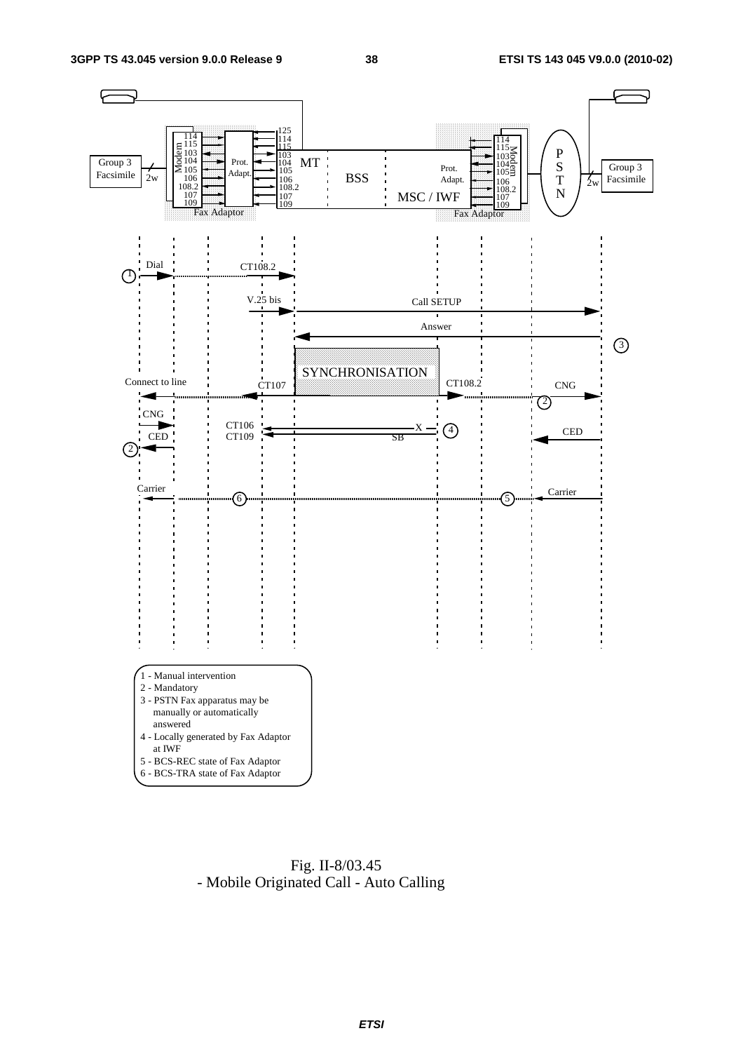Group 3 Facsimile

2w

Modem

114
115
103
104
105
106
108.2
107
109

Prot. Adapt.

Fax Adaptor

125
114
115
103
104
105
106
108.2
107
109

MT

BSS

Prot. Adapt.

MSC / IWF

Fax Adaptor

114
115
103
104
105
106
108.2
107
109

Modem

PSTN

2w

Group 3 Facsimile

1 Dial

CT108.2

V.25 bis

Call SETUP

Answer

3

SYNCHRONISATION

Connect to line

CT107

CT108.2

CNG

2

CNG

CED

2

CT106

CT109

X

SB

4

CED

Carrier

6

5

Carrier

1 - Manual intervention
2 - Mandatory
3 - PSTN Fax apparatus may be manually or automatically answered
4 - Locally generated by Fax Adaptor at IWF
5 - BCS-REC state of Fax Adaptor
6 - BCS-TRA state of Fax Adaptor

Fig. II-8/03.45
- Mobile Originated Call - Auto Calling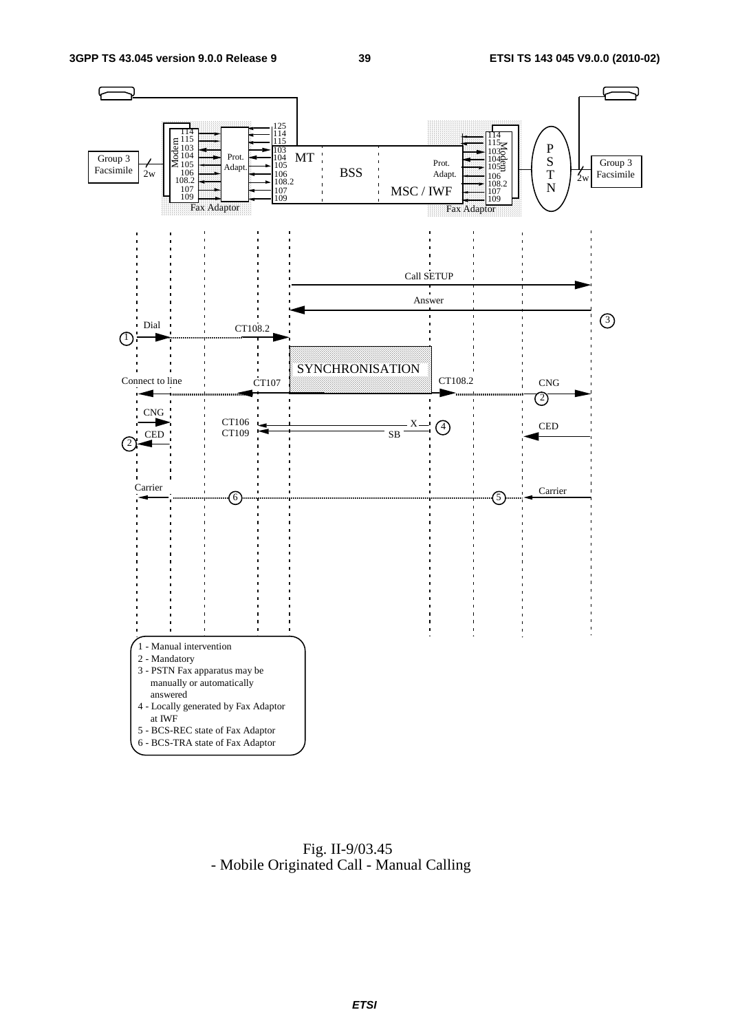Group 3 Facsimile

2w

Modem

114
115
103
104
105
106
108.2
107
109

Prot. Adapt.

125
114
115
103
104
105
106
108.2
107
109

Fax Adaptor

MT

BSS

MSC / IWF

Prot. Adapt.

114
115
103
104
105
106
108.2
107
109

Modem

Fax Adaptor

P
S
T
N

2w

Group 3 Facsimile

Call SETUP

Answer

3

Dial

1

CT108.2

SYNCHRONISATION

Connect to line

CT107

CT108.2

CNG

2

CNG

CED

2

CT106

CT109

X

SB

4

CED

Carrier

6

5

Carrier

1 - Manual intervention
2 - Mandatory
3 - PSTN Fax apparatus may be manually or automatically answered
4 - Locally generated by Fax Adaptor at IWF
5 - BCS-REC state of Fax Adaptor
6 - BCS-TRA state of Fax Adaptor

Fig. II-9/03.45
- Mobile Originated Call - Manual Calling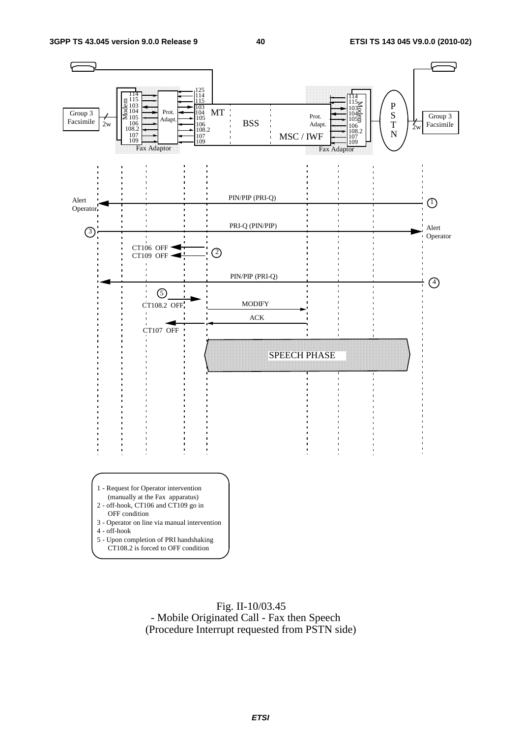Group 3 Facsimile

2w

Modem

114
115
103
104
105
106
108.2
107
109

Prot. Adapt.

125
114
115
103
104
105
106
108.2
107
109

Fax Adaptor

MT

BSS

MSC / IWF

Prot. Adapt.

Modem

114
115
103
104
105
106
108.2
107
109

Fax Adaptor

P
S
T
N

2w

Group 3 Facsimile

Alert Operator

PIN/PIP (PRI-Q)

1

3

PRI-Q (PIN/PIP)

Alert Operator

CT106 OFF
CT109 OFF

2

PIN/PIP (PRI-Q)

4

5

CT108.2 OFF

MODIFY

ACK

CT107 OFF

SPEECH PHASE

1 - Request for Operator intervention (manually at the Fax apparatus)
2 - off-hook, CT106 and CT109 go in OFF condition
3 - Operator on line via manual intervention
4 - off-hook
5 - Upon completion of PRI handshaking CT108.2 is forced to OFF condition

Fig. II-10/03.45
- Mobile Originated Call - Fax then Speech
(Procedure Interrupt requested from PSTN side)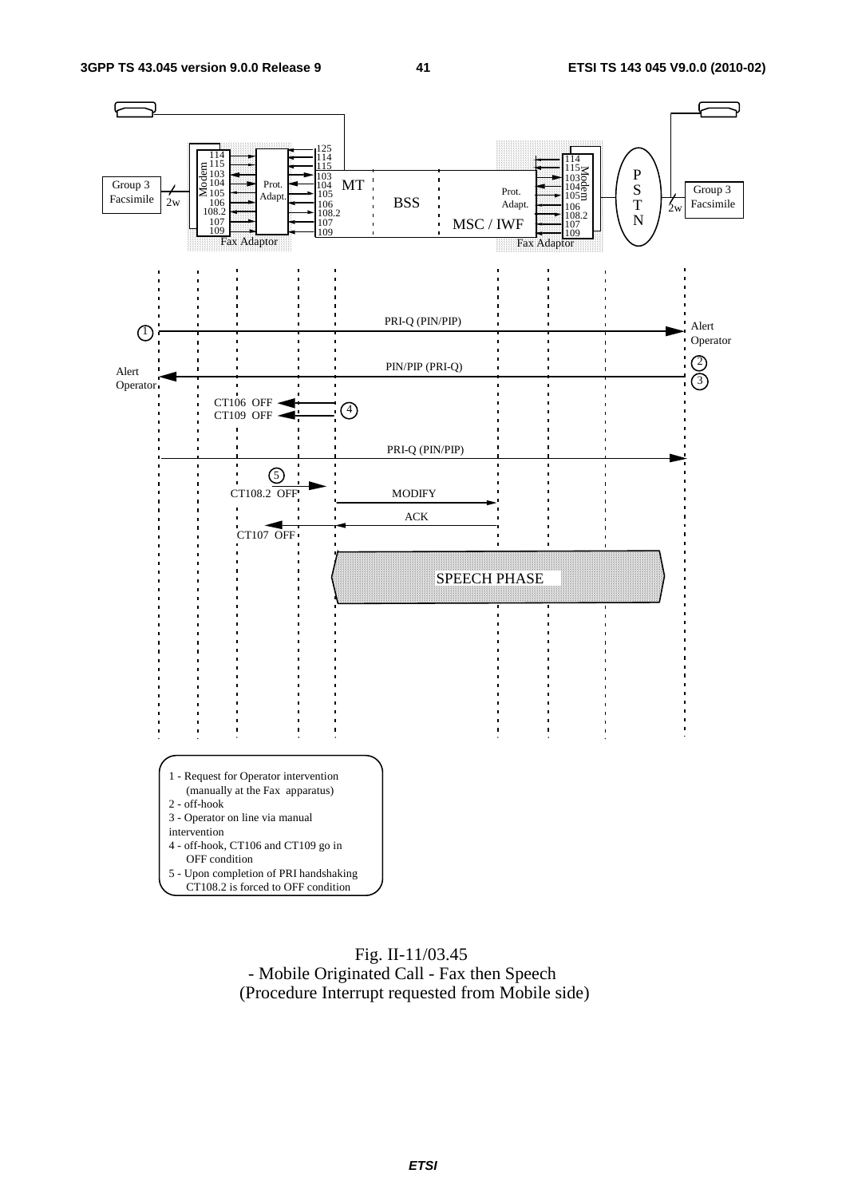Group 3 Facsimile

2w

Modem

114
115
103
104
105
106
108.2
107
109

Prot. Adapt.

125
114
115
103
104
105
106
108.2
107
109

Fax Adaptor

MT

BSS

MSC / IWF

Prot. Adapt.

Modem

114
115
103
104
105
106
108.2
107
109

Fax Adaptor

PSTN

2w

Group 3 Facsimile

1

PRI-Q (PIN/PIP)

Alert Operator

2

3

PIN/PIP (PRI-Q)

Alert Operator

CT106 OFF
CT109 OFF

4

PRI-Q (PIN/PIP)

5

CT108.2 OFF

MODIFY

ACK

CT107 OFF

SPEECH PHASE

1 - Request for Operator intervention (manually at the Fax apparatus)
2 - off-hook
3 - Operator on line via manual intervention
4 - off-hook, CT106 and CT109 go in OFF condition
5 - Upon completion of PRI handshaking CT108.2 is forced to OFF condition

Fig. II-11/03.45
- Mobile Originated Call - Fax then Speech
(Procedure Interrupt requested from Mobile side)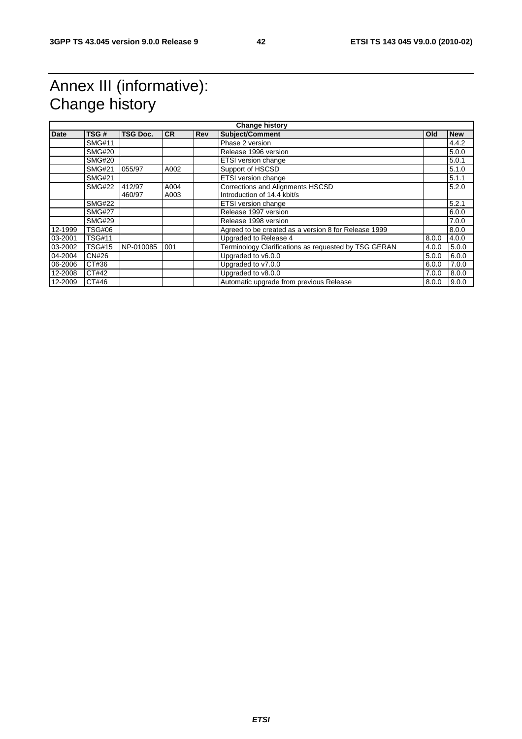# Annex III (informative): Change history

| Change history | | | | | | | |
|---|---|---|---|---|---|---|---|
| **Date** | **TSG #** | **TSG Doc.** | **CR** | **Rev** | **Subject/Comment** | **Old** | **New** |
| | SMG#11 | | | | Phase 2 version | | 4.4.2 |
| | SMG#20 | | | | Release 1996 version | | 5.0.0 |
| | SMG#20 | | | | ETSI version change | | 5.0.1 |
| | SMG#21 | 055/97 | A002 | | Support of HSCSD | | 5.1.0 |
| | SMG#21 | | | | ETSI version change | | 5.1.1 |
| | SMG#22 | 412/97<br>460/97 | A004<br>A003 | | Corrections and Alignments HSCSD<br>Introduction of 14.4 kbit/s | | 5.2.0 |
| | SMG#22 | | | | ETSI version change | | 5.2.1 |
| | SMG#27 | | | | Release 1997 version | | 6.0.0 |
| | SMG#29 | | | | Release 1998 version | | 7.0.0 |
| 12-1999 | TSG#06 | | | | Agreed to be created as a version 8 for Release 1999 | | 8.0.0 |
| 03-2001 | TSG#11 | | | | Upgraded to Release 4 | 8.0.0 | 4.0.0 |
| 03-2002 | TSG#15 | NP-010085 | 001 | | Terminology Clarifications as requested by TSG GERAN | 4.0.0 | 5.0.0 |
| 04-2004 | CN#26 | | | | Upgraded to v6.0.0 | 5.0.0 | 6.0.0 |
| 06-2006 | CT#36 | | | | Upgraded to v7.0.0 | 6.0.0 | 7.0.0 |
| 12-2008 | CT#42 | | | | Upgraded to v8.0.0 | 7.0.0 | 8.0.0 |
| 12-2009 | CT#46 | | | | Automatic upgrade from previous Release | 8.0.0 | 9.0.0 |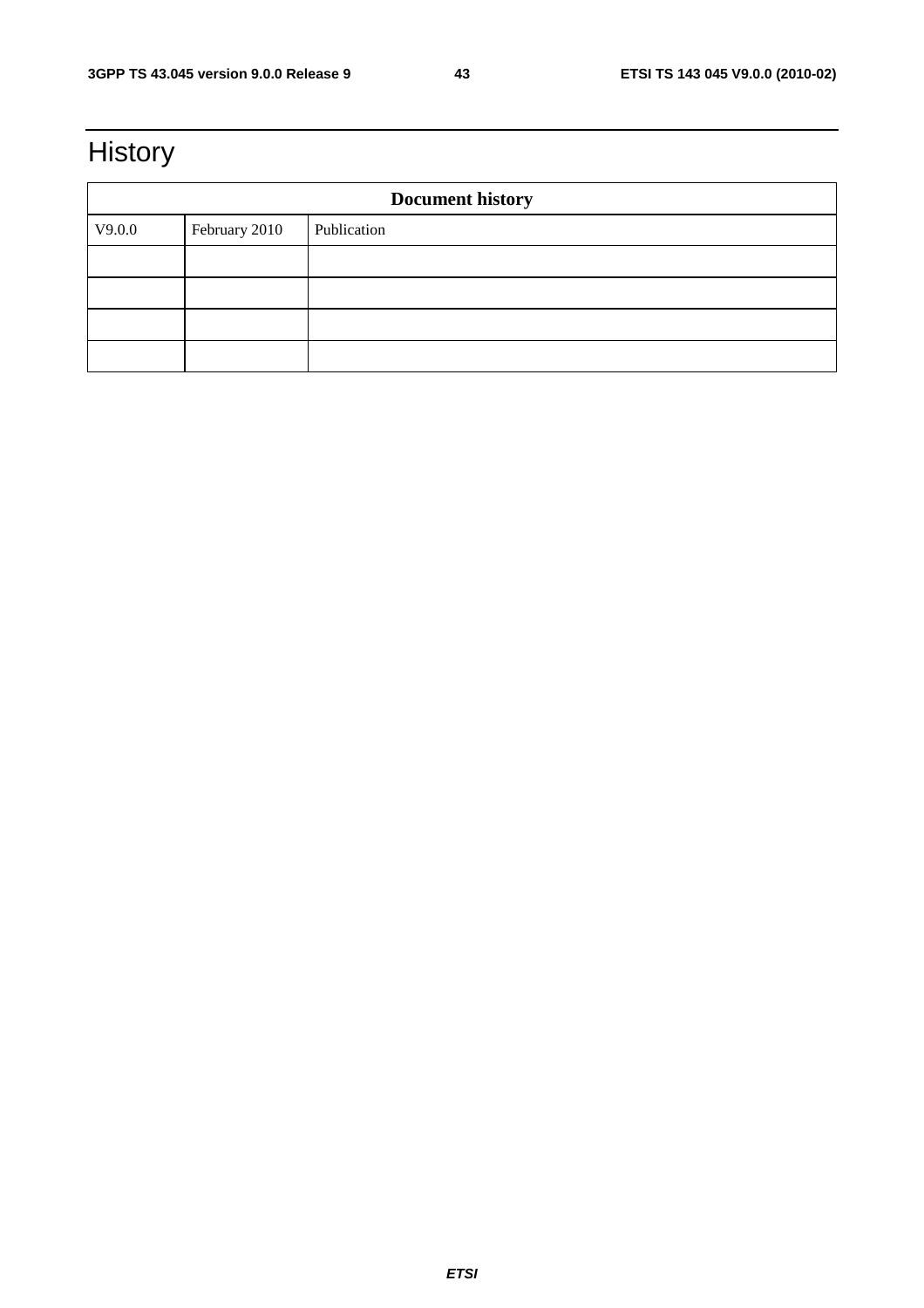# History

| Document history | | |
|---|---|---|
| V9.0.0 | February 2010 | Publication |
| | | |
| | | |
| | | |
| | | |